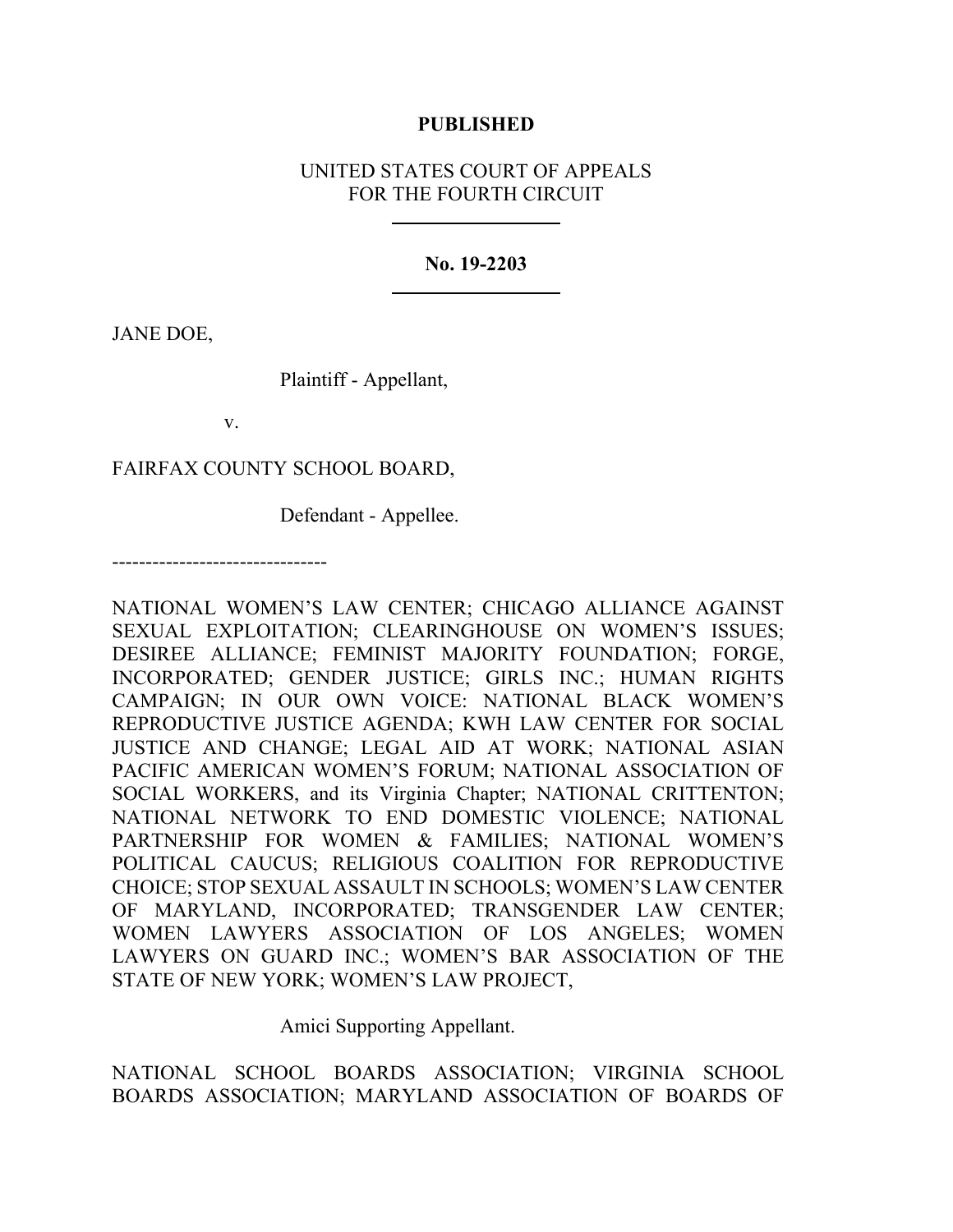**PUBLISHED**

UNITED STATES COURT OF APPEALS
FOR THE FOURTH CIRCUIT

---

**No. 19-2203**

---

JANE DOE,

Plaintiff - Appellant,

v.

FAIRFAX COUNTY SCHOOL BOARD,

Defendant - Appellee.

--------------------------------

NATIONAL WOMEN'S LAW CENTER; CHICAGO ALLIANCE AGAINST SEXUAL EXPLOITATION; CLEARINGHOUSE ON WOMEN'S ISSUES; DESIREE ALLIANCE; FEMINIST MAJORITY FOUNDATION; FORGE, INCORPORATED; GENDER JUSTICE; GIRLS INC.; HUMAN RIGHTS CAMPAIGN; IN OUR OWN VOICE: NATIONAL BLACK WOMEN'S REPRODUCTIVE JUSTICE AGENDA; KWH LAW CENTER FOR SOCIAL JUSTICE AND CHANGE; LEGAL AID AT WORK; NATIONAL ASIAN PACIFIC AMERICAN WOMEN'S FORUM; NATIONAL ASSOCIATION OF SOCIAL WORKERS, and its Virginia Chapter; NATIONAL CRITTENTON; NATIONAL NETWORK TO END DOMESTIC VIOLENCE; NATIONAL PARTNERSHIP FOR WOMEN & FAMILIES; NATIONAL WOMEN'S POLITICAL CAUCUS; RELIGIOUS COALITION FOR REPRODUCTIVE CHOICE; STOP SEXUAL ASSAULT IN SCHOOLS; WOMEN'S LAW CENTER OF MARYLAND, INCORPORATED; TRANSGENDER LAW CENTER; WOMEN LAWYERS ASSOCIATION OF LOS ANGELES; WOMEN LAWYERS ON GUARD INC.; WOMEN'S BAR ASSOCIATION OF THE STATE OF NEW YORK; WOMEN'S LAW PROJECT,

Amici Supporting Appellant.

NATIONAL SCHOOL BOARDS ASSOCIATION; VIRGINIA SCHOOL BOARDS ASSOCIATION; MARYLAND ASSOCIATION OF BOARDS OF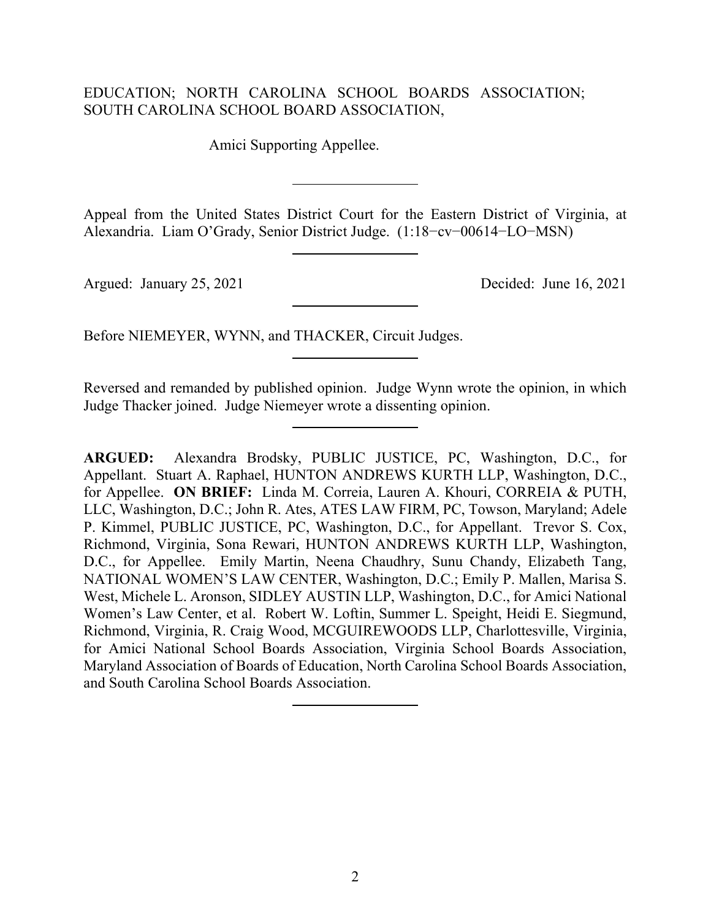EDUCATION; NORTH CAROLINA SCHOOL BOARDS ASSOCIATION; SOUTH CAROLINA SCHOOL BOARD ASSOCIATION,

Amici Supporting Appellee.

---

Appeal from the United States District Court for the Eastern District of Virginia, at Alexandria. Liam O'Grady, Senior District Judge. (1:18−cv−00614−LO−MSN)

---

Argued: January 25, 2021 Decided: June 16, 2021

---

Before NIEMEYER, WYNN, and THACKER, Circuit Judges.

---

Reversed and remanded by published opinion. Judge Wynn wrote the opinion, in which Judge Thacker joined. Judge Niemeyer wrote a dissenting opinion.

---

**ARGUED:** Alexandra Brodsky, PUBLIC JUSTICE, PC, Washington, D.C., for Appellant. Stuart A. Raphael, HUNTON ANDREWS KURTH LLP, Washington, D.C., for Appellee. **ON BRIEF:** Linda M. Correia, Lauren A. Khouri, CORREIA & PUTH, LLC, Washington, D.C.; John R. Ates, ATES LAW FIRM, PC, Towson, Maryland; Adele P. Kimmel, PUBLIC JUSTICE, PC, Washington, D.C., for Appellant. Trevor S. Cox, Richmond, Virginia, Sona Rewari, HUNTON ANDREWS KURTH LLP, Washington, D.C., for Appellee. Emily Martin, Neena Chaudhry, Sunu Chandy, Elizabeth Tang, NATIONAL WOMEN'S LAW CENTER, Washington, D.C.; Emily P. Mallen, Marisa S. West, Michele L. Aronson, SIDLEY AUSTIN LLP, Washington, D.C., for Amici National Women's Law Center, et al. Robert W. Loftin, Summer L. Speight, Heidi E. Siegmund, Richmond, Virginia, R. Craig Wood, MCGUIREWOODS LLP, Charlottesville, Virginia, for Amici National School Boards Association, Virginia School Boards Association, Maryland Association of Boards of Education, North Carolina School Boards Association, and South Carolina School Boards Association.

---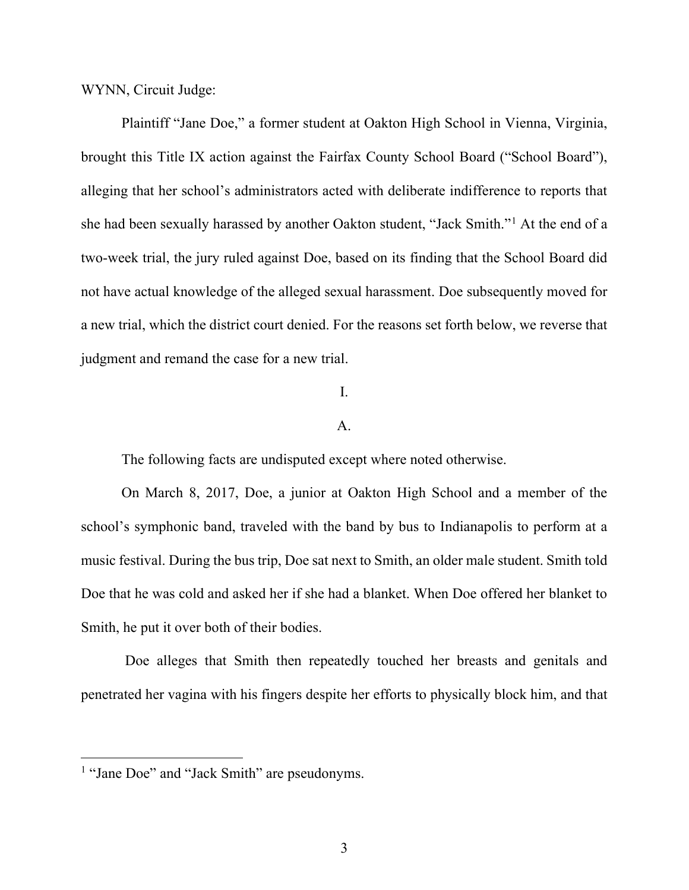WYNN, Circuit Judge:

Plaintiff "Jane Doe," a former student at Oakton High School in Vienna, Virginia, brought this Title IX action against the Fairfax County School Board ("School Board"), alleging that her school's administrators acted with deliberate indifference to reports that she had been sexually harassed by another Oakton student, "Jack Smith."[1] At the end of a two-week trial, the jury ruled against Doe, based on its finding that the School Board did not have actual knowledge of the alleged sexual harassment. Doe subsequently moved for a new trial, which the district court denied. For the reasons set forth below, we reverse that judgment and remand the case for a new trial.

I.

A.

The following facts are undisputed except where noted otherwise.

On March 8, 2017, Doe, a junior at Oakton High School and a member of the school's symphonic band, traveled with the band by bus to Indianapolis to perform at a music festival. During the bus trip, Doe sat next to Smith, an older male student. Smith told Doe that he was cold and asked her if she had a blanket. When Doe offered her blanket to Smith, he put it over both of their bodies.

Doe alleges that Smith then repeatedly touched her breasts and genitals and penetrated her vagina with his fingers despite her efforts to physically block him, and that

---

[1] "Jane Doe" and "Jack Smith" are pseudonyms.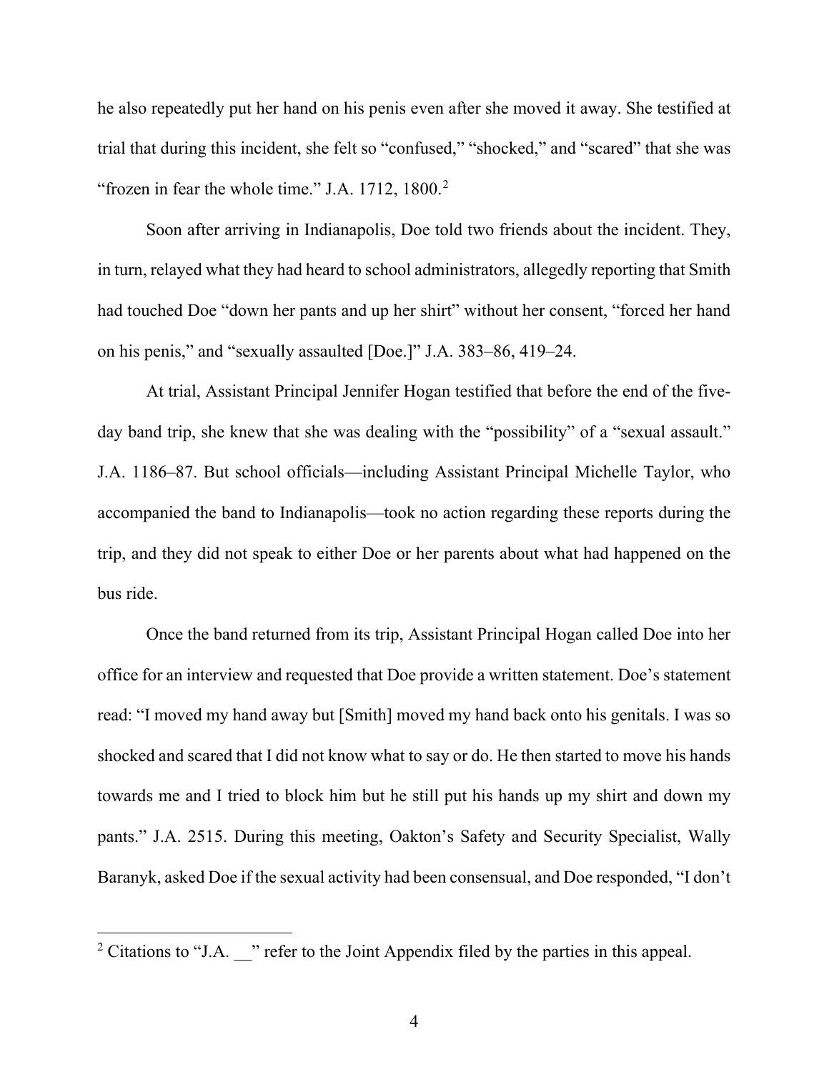he also repeatedly put her hand on his penis even after she moved it away. She testified at trial that during this incident, she felt so "confused," "shocked," and "scared" that she was "frozen in fear the whole time." J.A. 1712, 1800.[2]

Soon after arriving in Indianapolis, Doe told two friends about the incident. They, in turn, relayed what they had heard to school administrators, allegedly reporting that Smith had touched Doe "down her pants and up her shirt" without her consent, "forced her hand on his penis," and "sexually assaulted [Doe.]" J.A. 383–86, 419–24.

At trial, Assistant Principal Jennifer Hogan testified that before the end of the five-day band trip, she knew that she was dealing with the "possibility" of a "sexual assault." J.A. 1186–87. But school officials—including Assistant Principal Michelle Taylor, who accompanied the band to Indianapolis—took no action regarding these reports during the trip, and they did not speak to either Doe or her parents about what had happened on the bus ride.

Once the band returned from its trip, Assistant Principal Hogan called Doe into her office for an interview and requested that Doe provide a written statement. Doe's statement read: "I moved my hand away but [Smith] moved my hand back onto his genitals. I was so shocked and scared that I did not know what to say or do. He then started to move his hands towards me and I tried to block him but he still put his hands up my shirt and down my pants." J.A. 2515. During this meeting, Oakton's Safety and Security Specialist, Wally Baranyk, asked Doe if the sexual activity had been consensual, and Doe responded, "I don't

[2] Citations to "J.A. __" refer to the Joint Appendix filed by the parties in this appeal.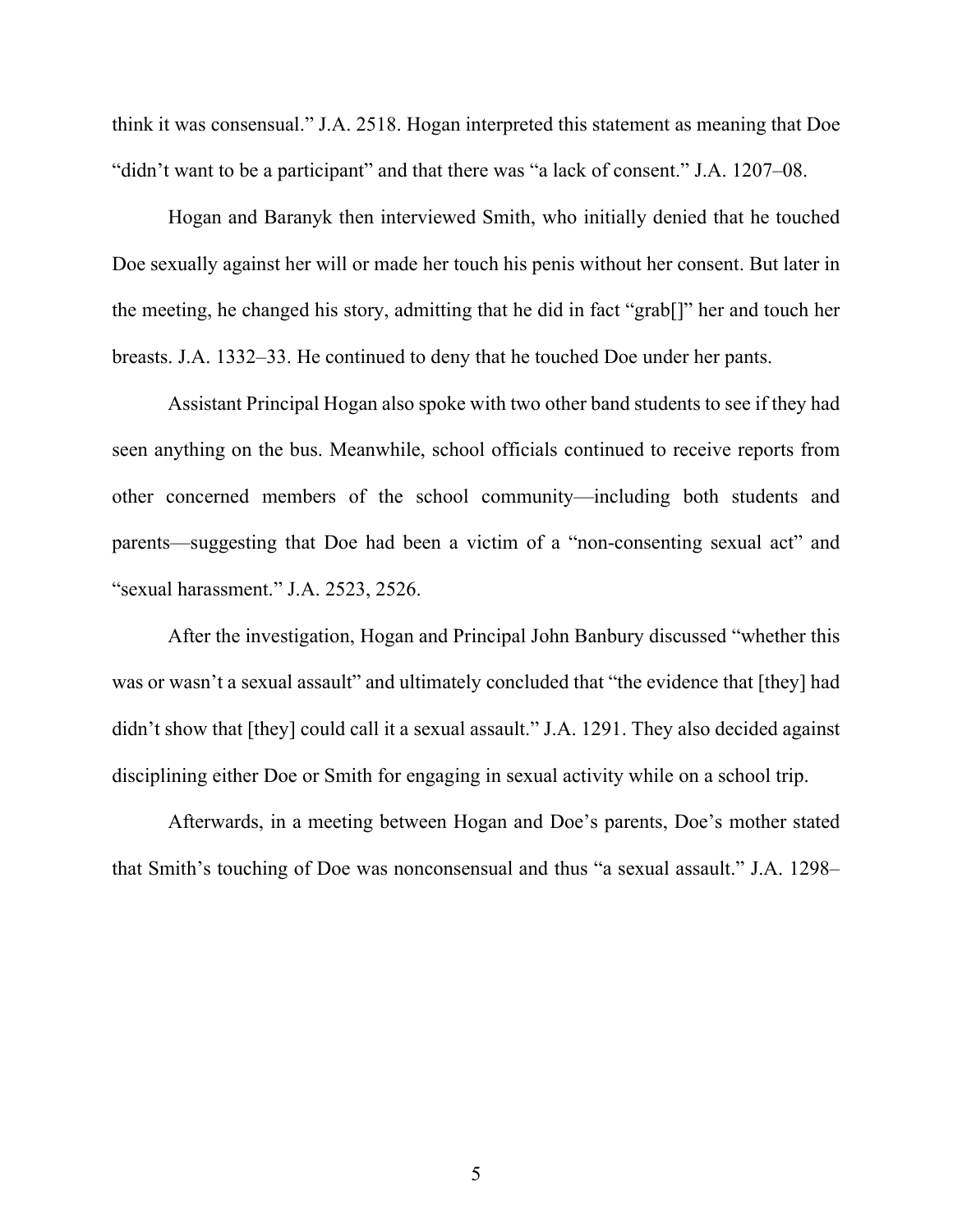think it was consensual." J.A. 2518. Hogan interpreted this statement as meaning that Doe "didn't want to be a participant" and that there was "a lack of consent." J.A. 1207–08.

Hogan and Baranyk then interviewed Smith, who initially denied that he touched Doe sexually against her will or made her touch his penis without her consent. But later in the meeting, he changed his story, admitting that he did in fact "grab[]" her and touch her breasts. J.A. 1332–33. He continued to deny that he touched Doe under her pants.

Assistant Principal Hogan also spoke with two other band students to see if they had seen anything on the bus. Meanwhile, school officials continued to receive reports from other concerned members of the school community—including both students and parents—suggesting that Doe had been a victim of a "non-consenting sexual act" and "sexual harassment." J.A. 2523, 2526.

After the investigation, Hogan and Principal John Banbury discussed "whether this was or wasn't a sexual assault" and ultimately concluded that "the evidence that [they] had didn't show that [they] could call it a sexual assault." J.A. 1291. They also decided against disciplining either Doe or Smith for engaging in sexual activity while on a school trip.

Afterwards, in a meeting between Hogan and Doe's parents, Doe's mother stated that Smith's touching of Doe was nonconsensual and thus "a sexual assault." J.A. 1298–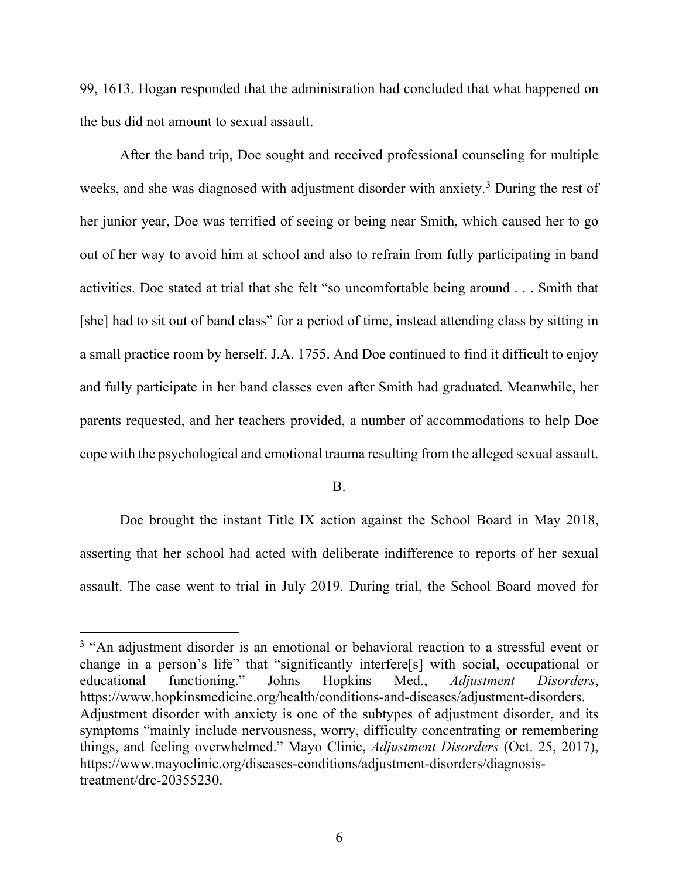99, 1613. Hogan responded that the administration had concluded that what happened on the bus did not amount to sexual assault.

After the band trip, Doe sought and received professional counseling for multiple weeks, and she was diagnosed with adjustment disorder with anxiety.[3] During the rest of her junior year, Doe was terrified of seeing or being near Smith, which caused her to go out of her way to avoid him at school and also to refrain from fully participating in band activities. Doe stated at trial that she felt "so uncomfortable being around . . . Smith that [she] had to sit out of band class" for a period of time, instead attending class by sitting in a small practice room by herself. J.A. 1755. And Doe continued to find it difficult to enjoy and fully participate in her band classes even after Smith had graduated. Meanwhile, her parents requested, and her teachers provided, a number of accommodations to help Doe cope with the psychological and emotional trauma resulting from the alleged sexual assault.

B.

Doe brought the instant Title IX action against the School Board in May 2018, asserting that her school had acted with deliberate indifference to reports of her sexual assault. The case went to trial in July 2019. During trial, the School Board moved for

[3] "An adjustment disorder is an emotional or behavioral reaction to a stressful event or change in a person's life" that "significantly interfere[s] with social, occupational or educational functioning." Johns Hopkins Med., *Adjustment Disorders*, https://www.hopkinsmedicine.org/health/conditions-and-diseases/adjustment-disorders. Adjustment disorder with anxiety is one of the subtypes of adjustment disorder, and its symptoms "mainly include nervousness, worry, difficulty concentrating or remembering things, and feeling overwhelmed." Mayo Clinic, *Adjustment Disorders* (Oct. 25, 2017), https://www.mayoclinic.org/diseases-conditions/adjustment-disorders/diagnosis-treatment/drc-20355230.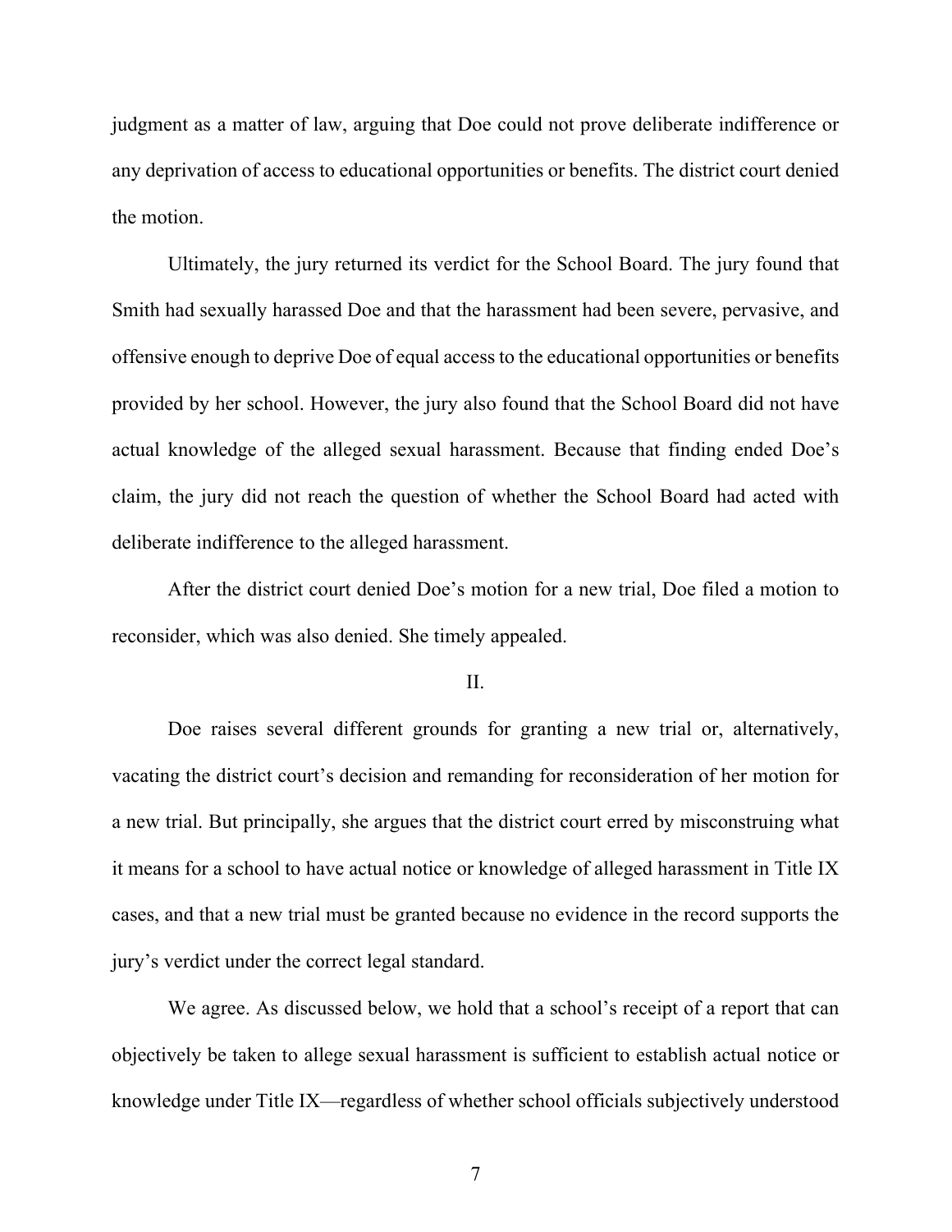judgment as a matter of law, arguing that Doe could not prove deliberate indifference or any deprivation of access to educational opportunities or benefits. The district court denied the motion.

Ultimately, the jury returned its verdict for the School Board. The jury found that Smith had sexually harassed Doe and that the harassment had been severe, pervasive, and offensive enough to deprive Doe of equal access to the educational opportunities or benefits provided by her school. However, the jury also found that the School Board did not have actual knowledge of the alleged sexual harassment. Because that finding ended Doe's claim, the jury did not reach the question of whether the School Board had acted with deliberate indifference to the alleged harassment.

After the district court denied Doe's motion for a new trial, Doe filed a motion to reconsider, which was also denied. She timely appealed.

## II.

Doe raises several different grounds for granting a new trial or, alternatively, vacating the district court's decision and remanding for reconsideration of her motion for a new trial. But principally, she argues that the district court erred by misconstruing what it means for a school to have actual notice or knowledge of alleged harassment in Title IX cases, and that a new trial must be granted because no evidence in the record supports the jury's verdict under the correct legal standard.

We agree. As discussed below, we hold that a school's receipt of a report that can objectively be taken to allege sexual harassment is sufficient to establish actual notice or knowledge under Title IX—regardless of whether school officials subjectively understood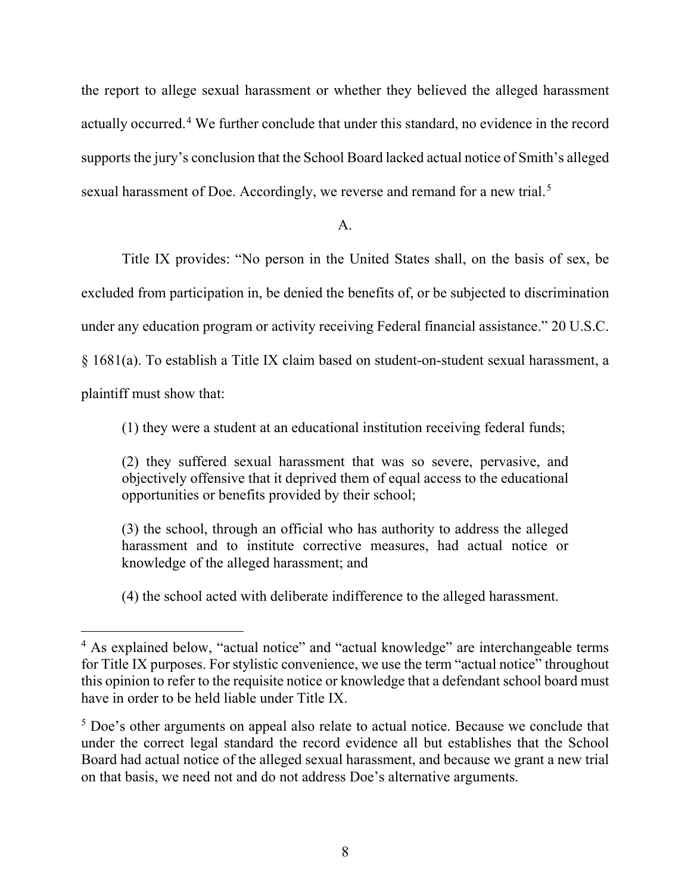the report to allege sexual harassment or whether they believed the alleged harassment actually occurred.[4] We further conclude that under this standard, no evidence in the record supports the jury's conclusion that the School Board lacked actual notice of Smith's alleged sexual harassment of Doe. Accordingly, we reverse and remand for a new trial.[5]

A.

Title IX provides: "No person in the United States shall, on the basis of sex, be excluded from participation in, be denied the benefits of, or be subjected to discrimination under any education program or activity receiving Federal financial assistance." 20 U.S.C. § 1681(a). To establish a Title IX claim based on student-on-student sexual harassment, a plaintiff must show that:

> (1) they were a student at an educational institution receiving federal funds;
>
> (2) they suffered sexual harassment that was so severe, pervasive, and objectively offensive that it deprived them of equal access to the educational opportunities or benefits provided by their school;
>
> (3) the school, through an official who has authority to address the alleged harassment and to institute corrective measures, had actual notice or knowledge of the alleged harassment; and
>
> (4) the school acted with deliberate indifference to the alleged harassment.

---

[4] As explained below, "actual notice" and "actual knowledge" are interchangeable terms for Title IX purposes. For stylistic convenience, we use the term "actual notice" throughout this opinion to refer to the requisite notice or knowledge that a defendant school board must have in order to be held liable under Title IX.

[5] Doe's other arguments on appeal also relate to actual notice. Because we conclude that under the correct legal standard the record evidence all but establishes that the School Board had actual notice of the alleged sexual harassment, and because we grant a new trial on that basis, we need not and do not address Doe's alternative arguments.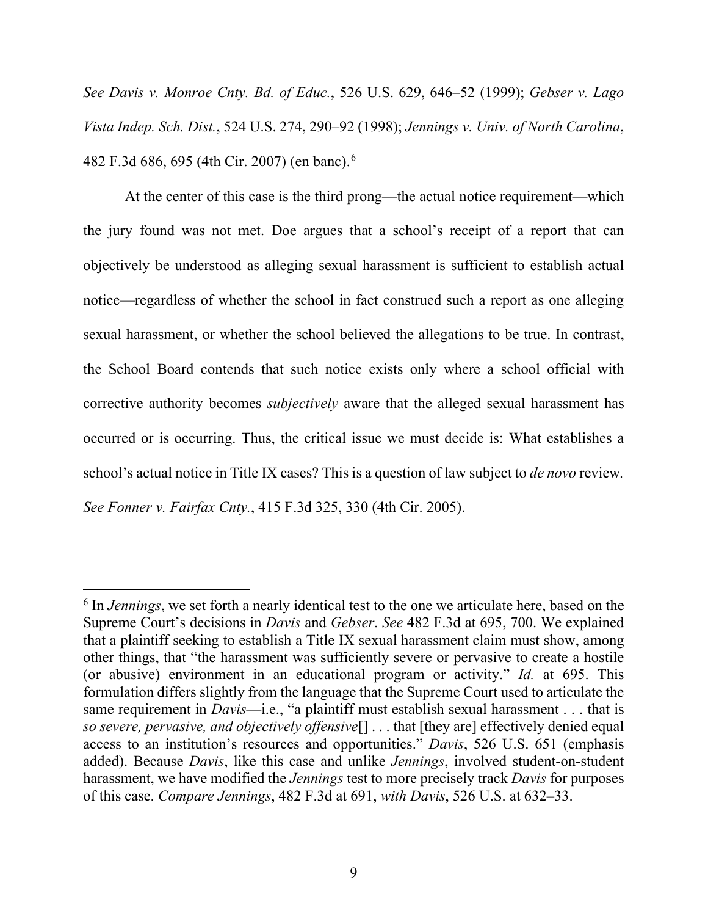*See Davis v. Monroe Cnty. Bd. of Educ.*, 526 U.S. 629, 646–52 (1999); *Gebser v. Lago Vista Indep. Sch. Dist.*, 524 U.S. 274, 290–92 (1998); *Jennings v. Univ. of North Carolina*, 482 F.3d 686, 695 (4th Cir. 2007) (en banc).[6]

At the center of this case is the third prong—the actual notice requirement—which the jury found was not met. Doe argues that a school's receipt of a report that can objectively be understood as alleging sexual harassment is sufficient to establish actual notice—regardless of whether the school in fact construed such a report as one alleging sexual harassment, or whether the school believed the allegations to be true. In contrast, the School Board contends that such notice exists only where a school official with corrective authority becomes *subjectively* aware that the alleged sexual harassment has occurred or is occurring. Thus, the critical issue we must decide is: What establishes a school's actual notice in Title IX cases? This is a question of law subject to *de novo* review. *See Fonner v. Fairfax Cnty.*, 415 F.3d 325, 330 (4th Cir. 2005).

---

[6] In *Jennings*, we set forth a nearly identical test to the one we articulate here, based on the Supreme Court's decisions in *Davis* and *Gebser*. *See* 482 F.3d at 695, 700. We explained that a plaintiff seeking to establish a Title IX sexual harassment claim must show, among other things, that "the harassment was sufficiently severe or pervasive to create a hostile (or abusive) environment in an educational program or activity." *Id.* at 695. This formulation differs slightly from the language that the Supreme Court used to articulate the same requirement in *Davis*—i.e., "a plaintiff must establish sexual harassment . . . that is *so severe, pervasive, and objectively offensive*[] . . . that [they are] effectively denied equal access to an institution's resources and opportunities." *Davis*, 526 U.S. 651 (emphasis added). Because *Davis*, like this case and unlike *Jennings*, involved student-on-student harassment, we have modified the *Jennings* test to more precisely track *Davis* for purposes of this case. *Compare Jennings*, 482 F.3d at 691, *with Davis*, 526 U.S. at 632–33.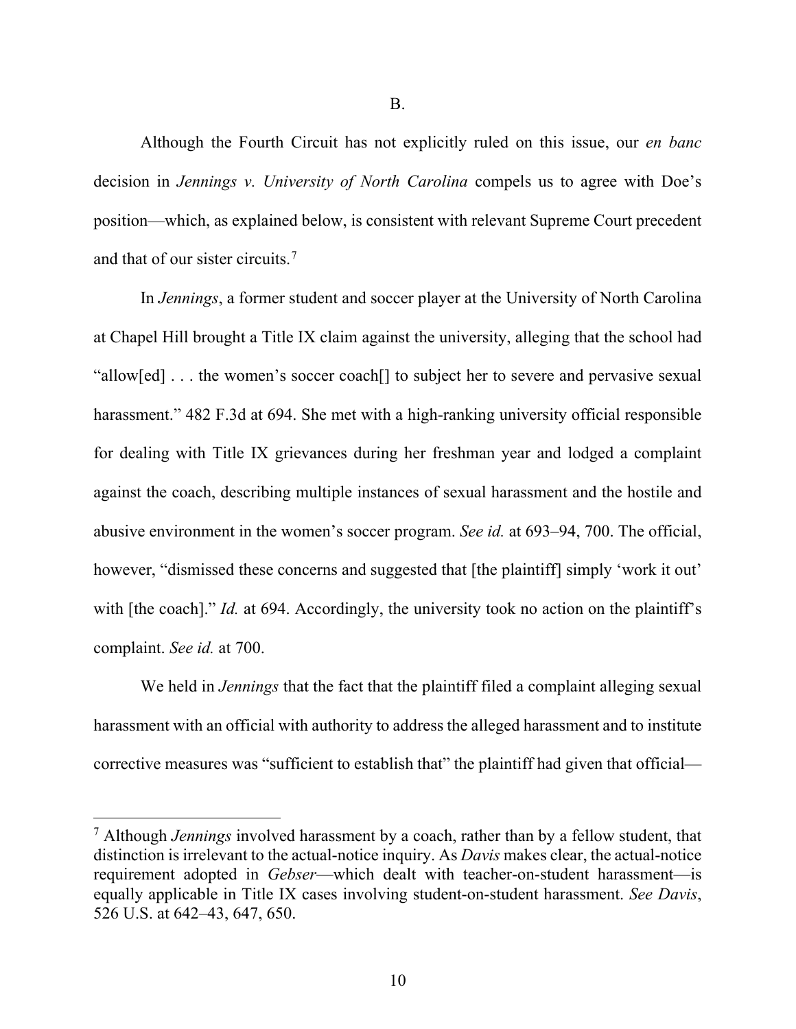B.

Although the Fourth Circuit has not explicitly ruled on this issue, our *en banc* decision in *Jennings v. University of North Carolina* compels us to agree with Doe's position—which, as explained below, is consistent with relevant Supreme Court precedent and that of our sister circuits.[7]

In *Jennings*, a former student and soccer player at the University of North Carolina at Chapel Hill brought a Title IX claim against the university, alleging that the school had "allow[ed] . . . the women's soccer coach[] to subject her to severe and pervasive sexual harassment." 482 F.3d at 694. She met with a high-ranking university official responsible for dealing with Title IX grievances during her freshman year and lodged a complaint against the coach, describing multiple instances of sexual harassment and the hostile and abusive environment in the women's soccer program. *See id.* at 693–94, 700. The official, however, "dismissed these concerns and suggested that [the plaintiff] simply 'work it out' with [the coach]." *Id.* at 694. Accordingly, the university took no action on the plaintiff's complaint. *See id.* at 700.

We held in *Jennings* that the fact that the plaintiff filed a complaint alleging sexual harassment with an official with authority to address the alleged harassment and to institute corrective measures was "sufficient to establish that" the plaintiff had given that official—

[7] Although *Jennings* involved harassment by a coach, rather than by a fellow student, that distinction is irrelevant to the actual-notice inquiry. As *Davis* makes clear, the actual-notice requirement adopted in *Gebser*—which dealt with teacher-on-student harassment—is equally applicable in Title IX cases involving student-on-student harassment. *See Davis*, 526 U.S. at 642–43, 647, 650.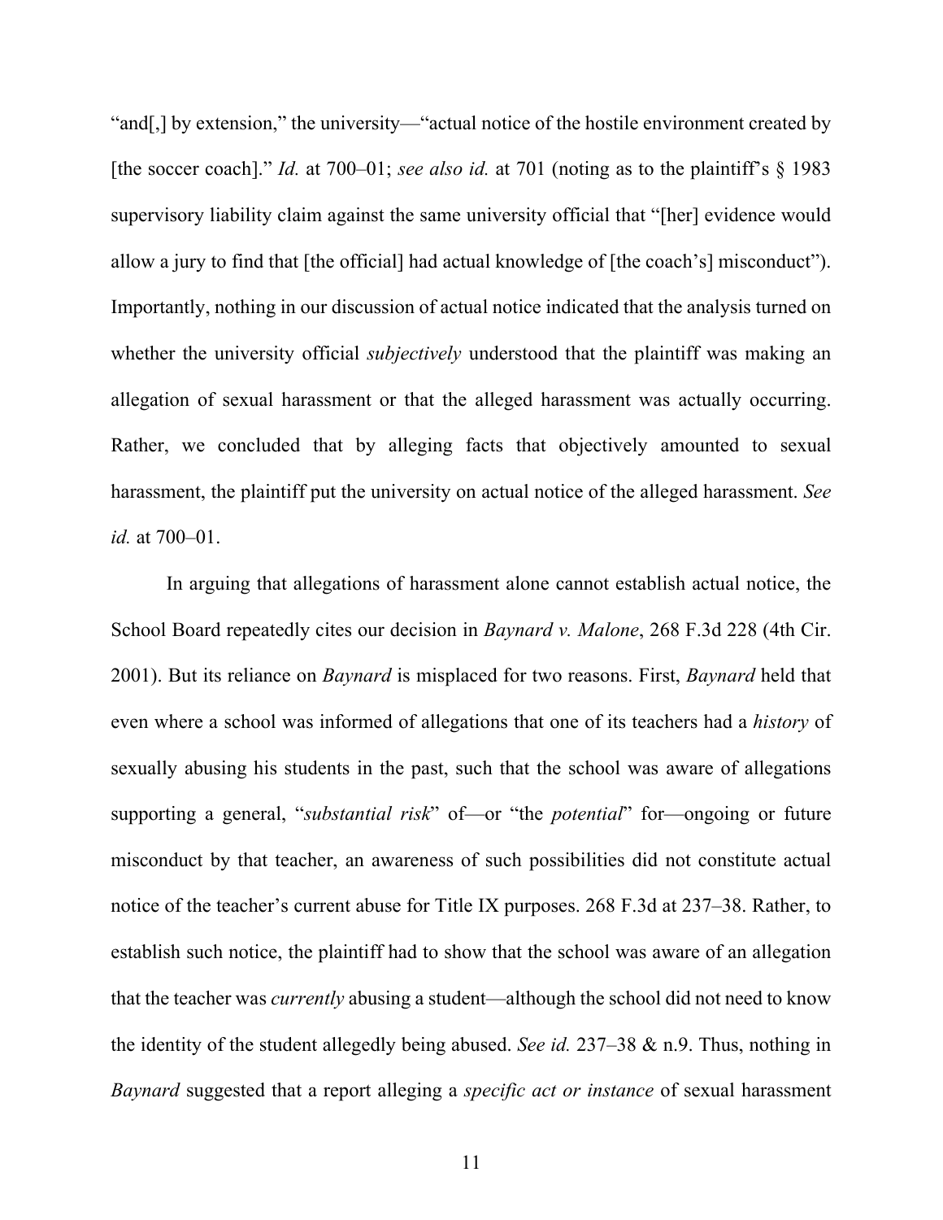"and[,] by extension," the university—"actual notice of the hostile environment created by [the soccer coach]." *Id.* at 700–01; *see also id.* at 701 (noting as to the plaintiff's § 1983 supervisory liability claim against the same university official that "[her] evidence would allow a jury to find that [the official] had actual knowledge of [the coach's] misconduct"). Importantly, nothing in our discussion of actual notice indicated that the analysis turned on whether the university official *subjectively* understood that the plaintiff was making an allegation of sexual harassment or that the alleged harassment was actually occurring. Rather, we concluded that by alleging facts that objectively amounted to sexual harassment, the plaintiff put the university on actual notice of the alleged harassment. *See id.* at 700–01.

In arguing that allegations of harassment alone cannot establish actual notice, the School Board repeatedly cites our decision in *Baynard v. Malone*, 268 F.3d 228 (4th Cir. 2001). But its reliance on *Baynard* is misplaced for two reasons. First, *Baynard* held that even where a school was informed of allegations that one of its teachers had a *history* of sexually abusing his students in the past, such that the school was aware of allegations supporting a general, "*substantial risk*" of—or "the *potential*" for—ongoing or future misconduct by that teacher, an awareness of such possibilities did not constitute actual notice of the teacher's current abuse for Title IX purposes. 268 F.3d at 237–38. Rather, to establish such notice, the plaintiff had to show that the school was aware of an allegation that the teacher was *currently* abusing a student—although the school did not need to know the identity of the student allegedly being abused. *See id.* 237–38 & n.9. Thus, nothing in *Baynard* suggested that a report alleging a *specific act or instance* of sexual harassment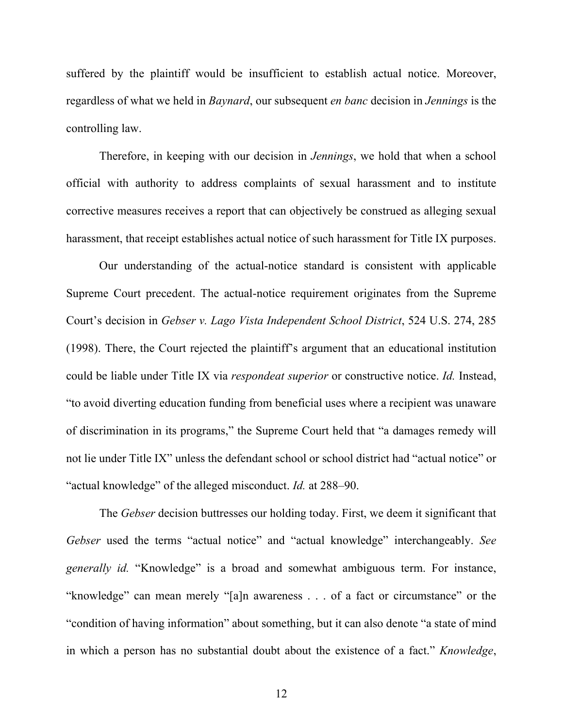suffered by the plaintiff would be insufficient to establish actual notice. Moreover, regardless of what we held in *Baynard*, our subsequent *en banc* decision in *Jennings* is the controlling law.

Therefore, in keeping with our decision in *Jennings*, we hold that when a school official with authority to address complaints of sexual harassment and to institute corrective measures receives a report that can objectively be construed as alleging sexual harassment, that receipt establishes actual notice of such harassment for Title IX purposes.

Our understanding of the actual-notice standard is consistent with applicable Supreme Court precedent. The actual-notice requirement originates from the Supreme Court's decision in *Gebser v. Lago Vista Independent School District*, 524 U.S. 274, 285 (1998). There, the Court rejected the plaintiff's argument that an educational institution could be liable under Title IX via *respondeat superior* or constructive notice. *Id.* Instead, "to avoid diverting education funding from beneficial uses where a recipient was unaware of discrimination in its programs," the Supreme Court held that "a damages remedy will not lie under Title IX" unless the defendant school or school district had "actual notice" or "actual knowledge" of the alleged misconduct. *Id.* at 288–90.

The *Gebser* decision buttresses our holding today. First, we deem it significant that *Gebser* used the terms "actual notice" and "actual knowledge" interchangeably. *See generally id.* "Knowledge" is a broad and somewhat ambiguous term. For instance, "knowledge" can mean merely "[a]n awareness . . . of a fact or circumstance" or the "condition of having information" about something, but it can also denote "a state of mind in which a person has no substantial doubt about the existence of a fact." *Knowledge*,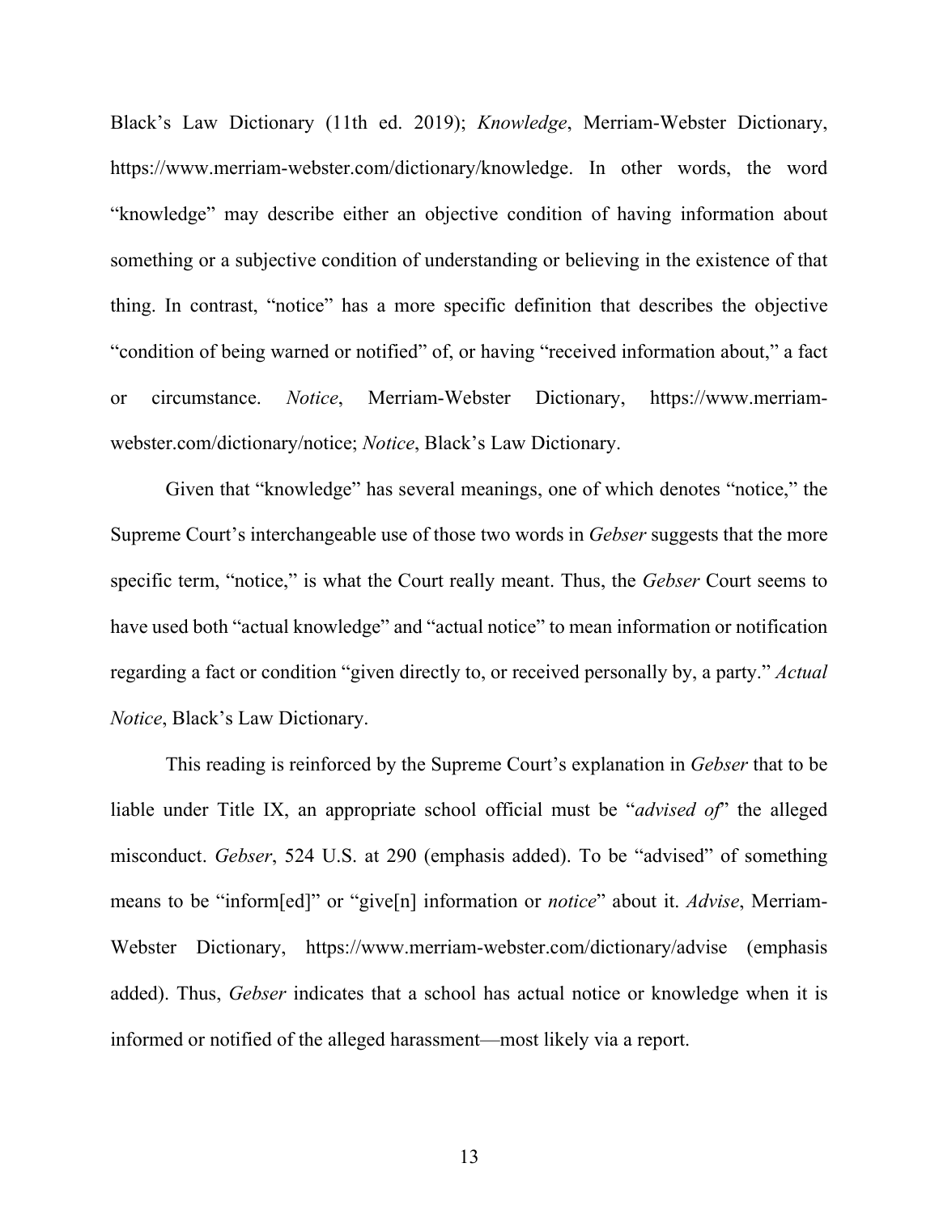Black's Law Dictionary (11th ed. 2019); *Knowledge*, Merriam-Webster Dictionary, https://www.merriam-webster.com/dictionary/knowledge. In other words, the word "knowledge" may describe either an objective condition of having information about something or a subjective condition of understanding or believing in the existence of that thing. In contrast, "notice" has a more specific definition that describes the objective "condition of being warned or notified" of, or having "received information about," a fact or circumstance. *Notice*, Merriam-Webster Dictionary, https://www.merriam-webster.com/dictionary/notice; *Notice*, Black's Law Dictionary.

Given that "knowledge" has several meanings, one of which denotes "notice," the Supreme Court's interchangeable use of those two words in *Gebser* suggests that the more specific term, "notice," is what the Court really meant. Thus, the *Gebser* Court seems to have used both "actual knowledge" and "actual notice" to mean information or notification regarding a fact or condition "given directly to, or received personally by, a party." *Actual Notice*, Black's Law Dictionary.

This reading is reinforced by the Supreme Court's explanation in *Gebser* that to be liable under Title IX, an appropriate school official must be "*advised of*" the alleged misconduct. *Gebser*, 524 U.S. at 290 (emphasis added). To be "advised" of something means to be "inform[ed]" or "give[n] information or *notice*" about it. *Advise*, Merriam-Webster Dictionary, https://www.merriam-webster.com/dictionary/advise (emphasis added). Thus, *Gebser* indicates that a school has actual notice or knowledge when it is informed or notified of the alleged harassment—most likely via a report.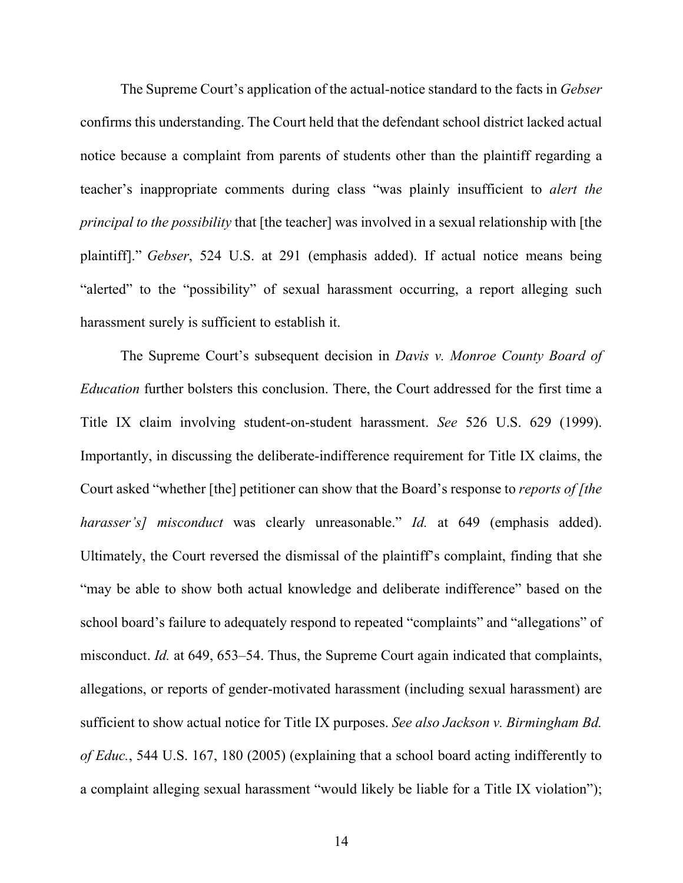The Supreme Court's application of the actual-notice standard to the facts in *Gebser* confirms this understanding. The Court held that the defendant school district lacked actual notice because a complaint from parents of students other than the plaintiff regarding a teacher's inappropriate comments during class "was plainly insufficient to *alert the principal to the possibility* that [the teacher] was involved in a sexual relationship with [the plaintiff]." *Gebser*, 524 U.S. at 291 (emphasis added). If actual notice means being "alerted" to the "possibility" of sexual harassment occurring, a report alleging such harassment surely is sufficient to establish it.

The Supreme Court's subsequent decision in *Davis v. Monroe County Board of Education* further bolsters this conclusion. There, the Court addressed for the first time a Title IX claim involving student-on-student harassment. *See* 526 U.S. 629 (1999). Importantly, in discussing the deliberate-indifference requirement for Title IX claims, the Court asked "whether [the] petitioner can show that the Board's response to *reports of [the harasser's] misconduct* was clearly unreasonable." *Id.* at 649 (emphasis added). Ultimately, the Court reversed the dismissal of the plaintiff's complaint, finding that she "may be able to show both actual knowledge and deliberate indifference" based on the school board's failure to adequately respond to repeated "complaints" and "allegations" of misconduct. *Id.* at 649, 653–54. Thus, the Supreme Court again indicated that complaints, allegations, or reports of gender-motivated harassment (including sexual harassment) are sufficient to show actual notice for Title IX purposes. *See also Jackson v. Birmingham Bd. of Educ.*, 544 U.S. 167, 180 (2005) (explaining that a school board acting indifferently to a complaint alleging sexual harassment "would likely be liable for a Title IX violation");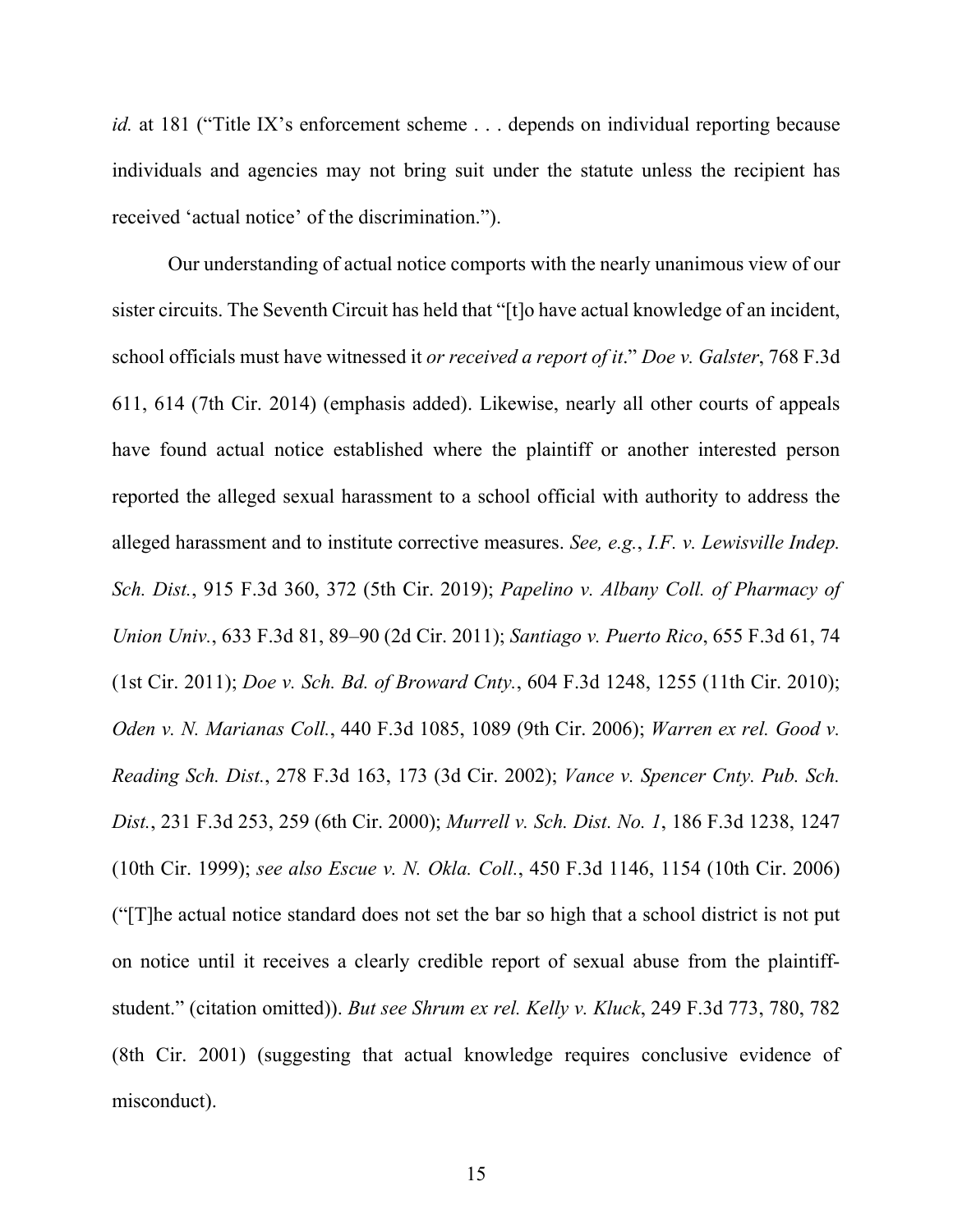*id.* at 181 ("Title IX's enforcement scheme . . . depends on individual reporting because individuals and agencies may not bring suit under the statute unless the recipient has received 'actual notice' of the discrimination.").

Our understanding of actual notice comports with the nearly unanimous view of our sister circuits. The Seventh Circuit has held that "[t]o have actual knowledge of an incident, school officials must have witnessed it *or received a report of it*." *Doe v. Galster*, 768 F.3d 611, 614 (7th Cir. 2014) (emphasis added). Likewise, nearly all other courts of appeals have found actual notice established where the plaintiff or another interested person reported the alleged sexual harassment to a school official with authority to address the alleged harassment and to institute corrective measures. *See, e.g.*, *I.F. v. Lewisville Indep. Sch. Dist.*, 915 F.3d 360, 372 (5th Cir. 2019); *Papelino v. Albany Coll. of Pharmacy of Union Univ.*, 633 F.3d 81, 89–90 (2d Cir. 2011); *Santiago v. Puerto Rico*, 655 F.3d 61, 74 (1st Cir. 2011); *Doe v. Sch. Bd. of Broward Cnty.*, 604 F.3d 1248, 1255 (11th Cir. 2010); *Oden v. N. Marianas Coll.*, 440 F.3d 1085, 1089 (9th Cir. 2006); *Warren ex rel. Good v. Reading Sch. Dist.*, 278 F.3d 163, 173 (3d Cir. 2002); *Vance v. Spencer Cnty. Pub. Sch. Dist.*, 231 F.3d 253, 259 (6th Cir. 2000); *Murrell v. Sch. Dist. No. 1*, 186 F.3d 1238, 1247 (10th Cir. 1999); *see also Escue v. N. Okla. Coll.*, 450 F.3d 1146, 1154 (10th Cir. 2006) ("[T]he actual notice standard does not set the bar so high that a school district is not put on notice until it receives a clearly credible report of sexual abuse from the plaintiff-student." (citation omitted)). *But see Shrum ex rel. Kelly v. Kluck*, 249 F.3d 773, 780, 782 (8th Cir. 2001) (suggesting that actual knowledge requires conclusive evidence of misconduct).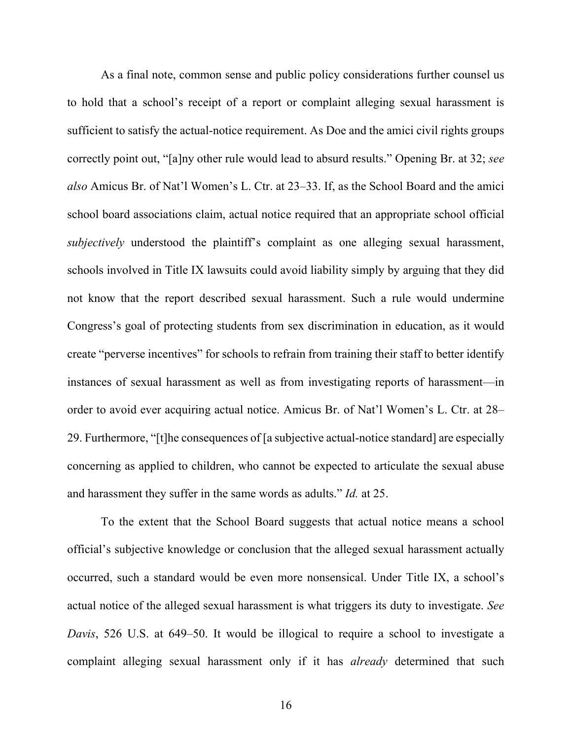As a final note, common sense and public policy considerations further counsel us to hold that a school's receipt of a report or complaint alleging sexual harassment is sufficient to satisfy the actual-notice requirement. As Doe and the amici civil rights groups correctly point out, "[a]ny other rule would lead to absurd results." Opening Br. at 32; *see also* Amicus Br. of Nat'l Women's L. Ctr. at 23–33. If, as the School Board and the amici school board associations claim, actual notice required that an appropriate school official *subjectively* understood the plaintiff's complaint as one alleging sexual harassment, schools involved in Title IX lawsuits could avoid liability simply by arguing that they did not know that the report described sexual harassment. Such a rule would undermine Congress's goal of protecting students from sex discrimination in education, as it would create "perverse incentives" for schools to refrain from training their staff to better identify instances of sexual harassment as well as from investigating reports of harassment—in order to avoid ever acquiring actual notice. Amicus Br. of Nat'l Women's L. Ctr. at 28–29. Furthermore, "[t]he consequences of [a subjective actual-notice standard] are especially concerning as applied to children, who cannot be expected to articulate the sexual abuse and harassment they suffer in the same words as adults." *Id.* at 25.

To the extent that the School Board suggests that actual notice means a school official's subjective knowledge or conclusion that the alleged sexual harassment actually occurred, such a standard would be even more nonsensical. Under Title IX, a school's actual notice of the alleged sexual harassment is what triggers its duty to investigate. *See Davis*, 526 U.S. at 649–50. It would be illogical to require a school to investigate a complaint alleging sexual harassment only if it has *already* determined that such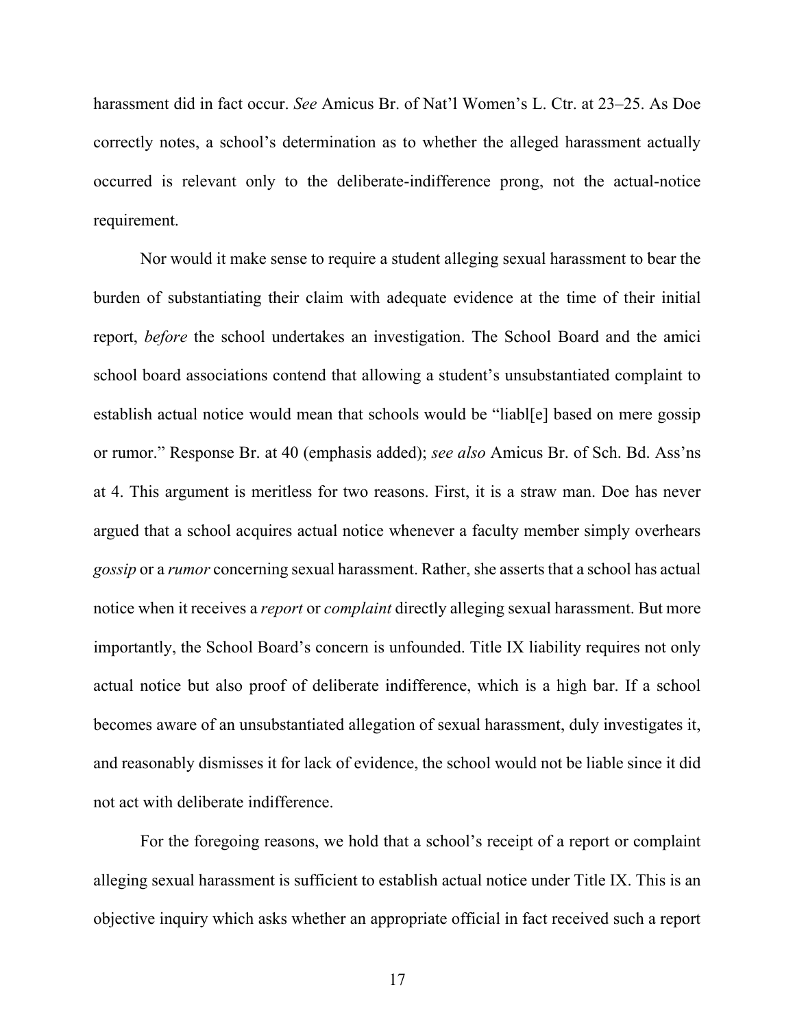harassment did in fact occur. *See* Amicus Br. of Nat'l Women's L. Ctr. at 23–25. As Doe correctly notes, a school's determination as to whether the alleged harassment actually occurred is relevant only to the deliberate-indifference prong, not the actual-notice requirement.

Nor would it make sense to require a student alleging sexual harassment to bear the burden of substantiating their claim with adequate evidence at the time of their initial report, *before* the school undertakes an investigation. The School Board and the amici school board associations contend that allowing a student's unsubstantiated complaint to establish actual notice would mean that schools would be "liabl[e] based on mere gossip or rumor." Response Br. at 40 (emphasis added); *see also* Amicus Br. of Sch. Bd. Ass'ns at 4. This argument is meritless for two reasons. First, it is a straw man. Doe has never argued that a school acquires actual notice whenever a faculty member simply overhears *gossip* or a *rumor* concerning sexual harassment. Rather, she asserts that a school has actual notice when it receives a *report* or *complaint* directly alleging sexual harassment. But more importantly, the School Board's concern is unfounded. Title IX liability requires not only actual notice but also proof of deliberate indifference, which is a high bar. If a school becomes aware of an unsubstantiated allegation of sexual harassment, duly investigates it, and reasonably dismisses it for lack of evidence, the school would not be liable since it did not act with deliberate indifference.

For the foregoing reasons, we hold that a school's receipt of a report or complaint alleging sexual harassment is sufficient to establish actual notice under Title IX. This is an objective inquiry which asks whether an appropriate official in fact received such a report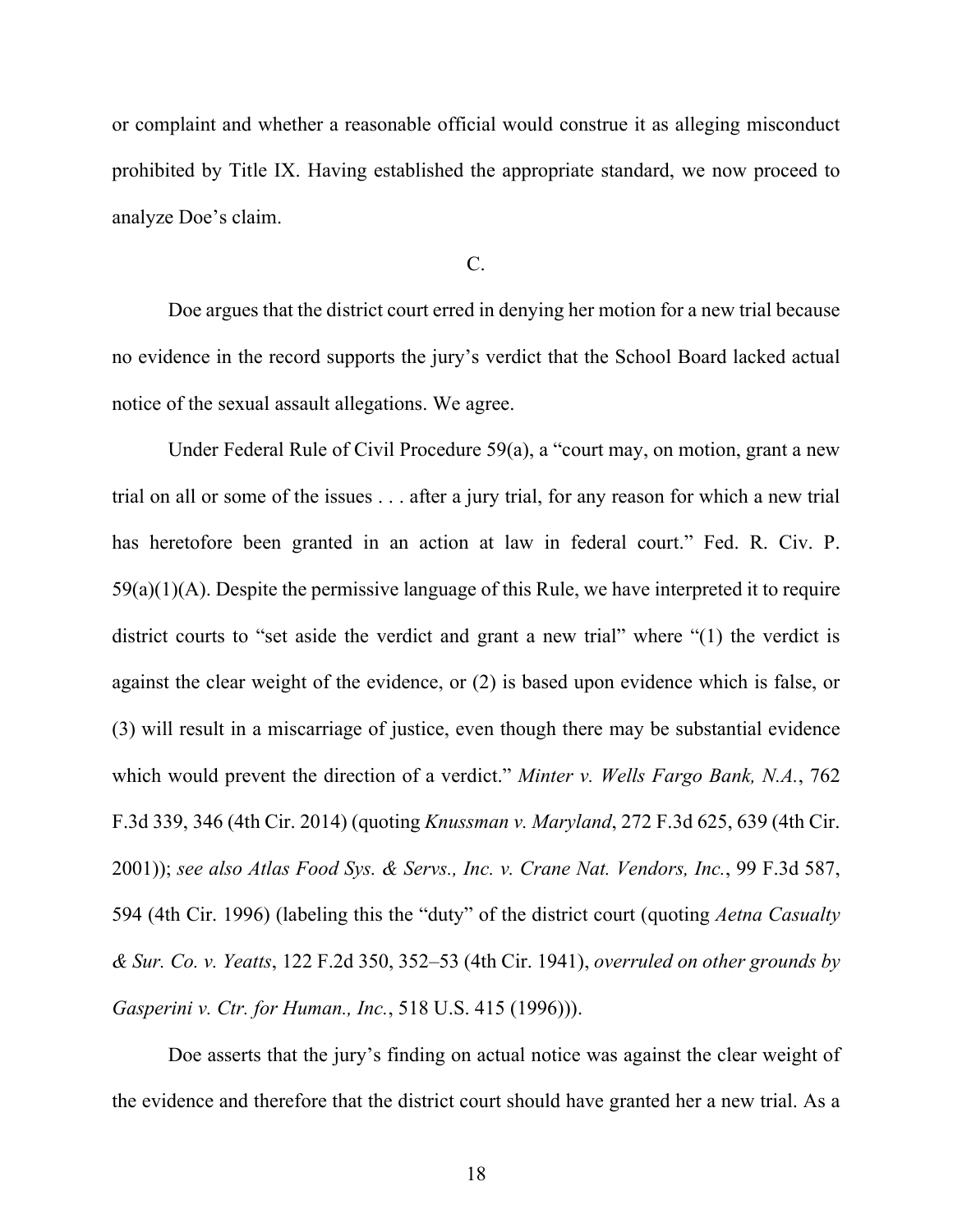or complaint and whether a reasonable official would construe it as alleging misconduct prohibited by Title IX. Having established the appropriate standard, we now proceed to analyze Doe's claim.

C.

Doe argues that the district court erred in denying her motion for a new trial because no evidence in the record supports the jury's verdict that the School Board lacked actual notice of the sexual assault allegations. We agree.

Under Federal Rule of Civil Procedure 59(a), a "court may, on motion, grant a new trial on all or some of the issues . . . after a jury trial, for any reason for which a new trial has heretofore been granted in an action at law in federal court." Fed. R. Civ. P. 59(a)(1)(A). Despite the permissive language of this Rule, we have interpreted it to require district courts to "set aside the verdict and grant a new trial" where "(1) the verdict is against the clear weight of the evidence, or (2) is based upon evidence which is false, or (3) will result in a miscarriage of justice, even though there may be substantial evidence which would prevent the direction of a verdict." *Minter v. Wells Fargo Bank, N.A.*, 762 F.3d 339, 346 (4th Cir. 2014) (quoting *Knussman v. Maryland*, 272 F.3d 625, 639 (4th Cir. 2001)); *see also Atlas Food Sys. & Servs., Inc. v. Crane Nat. Vendors, Inc.*, 99 F.3d 587, 594 (4th Cir. 1996) (labeling this the "duty" of the district court (quoting *Aetna Casualty & Sur. Co. v. Yeatts*, 122 F.2d 350, 352–53 (4th Cir. 1941), *overruled on other grounds by Gasperini v. Ctr. for Human., Inc.*, 518 U.S. 415 (1996))).

Doe asserts that the jury's finding on actual notice was against the clear weight of the evidence and therefore that the district court should have granted her a new trial. As a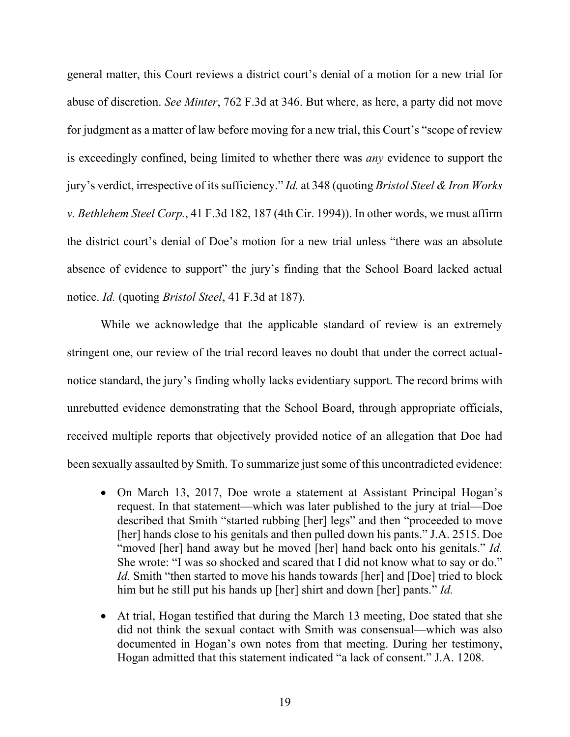general matter, this Court reviews a district court's denial of a motion for a new trial for abuse of discretion. *See Minter*, 762 F.3d at 346. But where, as here, a party did not move for judgment as a matter of law before moving for a new trial, this Court's "scope of review is exceedingly confined, being limited to whether there was *any* evidence to support the jury's verdict, irrespective of its sufficiency." *Id.* at 348 (quoting *Bristol Steel & Iron Works v. Bethlehem Steel Corp.*, 41 F.3d 182, 187 (4th Cir. 1994)). In other words, we must affirm the district court's denial of Doe's motion for a new trial unless "there was an absolute absence of evidence to support" the jury's finding that the School Board lacked actual notice. *Id.* (quoting *Bristol Steel*, 41 F.3d at 187).

While we acknowledge that the applicable standard of review is an extremely stringent one, our review of the trial record leaves no doubt that under the correct actual-notice standard, the jury's finding wholly lacks evidentiary support. The record brims with unrebutted evidence demonstrating that the School Board, through appropriate officials, received multiple reports that objectively provided notice of an allegation that Doe had been sexually assaulted by Smith. To summarize just some of this uncontradicted evidence:

- On March 13, 2017, Doe wrote a statement at Assistant Principal Hogan's request. In that statement—which was later published to the jury at trial—Doe described that Smith "started rubbing [her] legs" and then "proceeded to move [her] hands close to his genitals and then pulled down his pants." J.A. 2515. Doe "moved [her] hand away but he moved [her] hand back onto his genitals." *Id.* She wrote: "I was so shocked and scared that I did not know what to say or do." *Id.* Smith "then started to move his hands towards [her] and [Doe] tried to block him but he still put his hands up [her] shirt and down [her] pants." *Id.*

- At trial, Hogan testified that during the March 13 meeting, Doe stated that she did not think the sexual contact with Smith was consensual—which was also documented in Hogan's own notes from that meeting. During her testimony, Hogan admitted that this statement indicated "a lack of consent." J.A. 1208.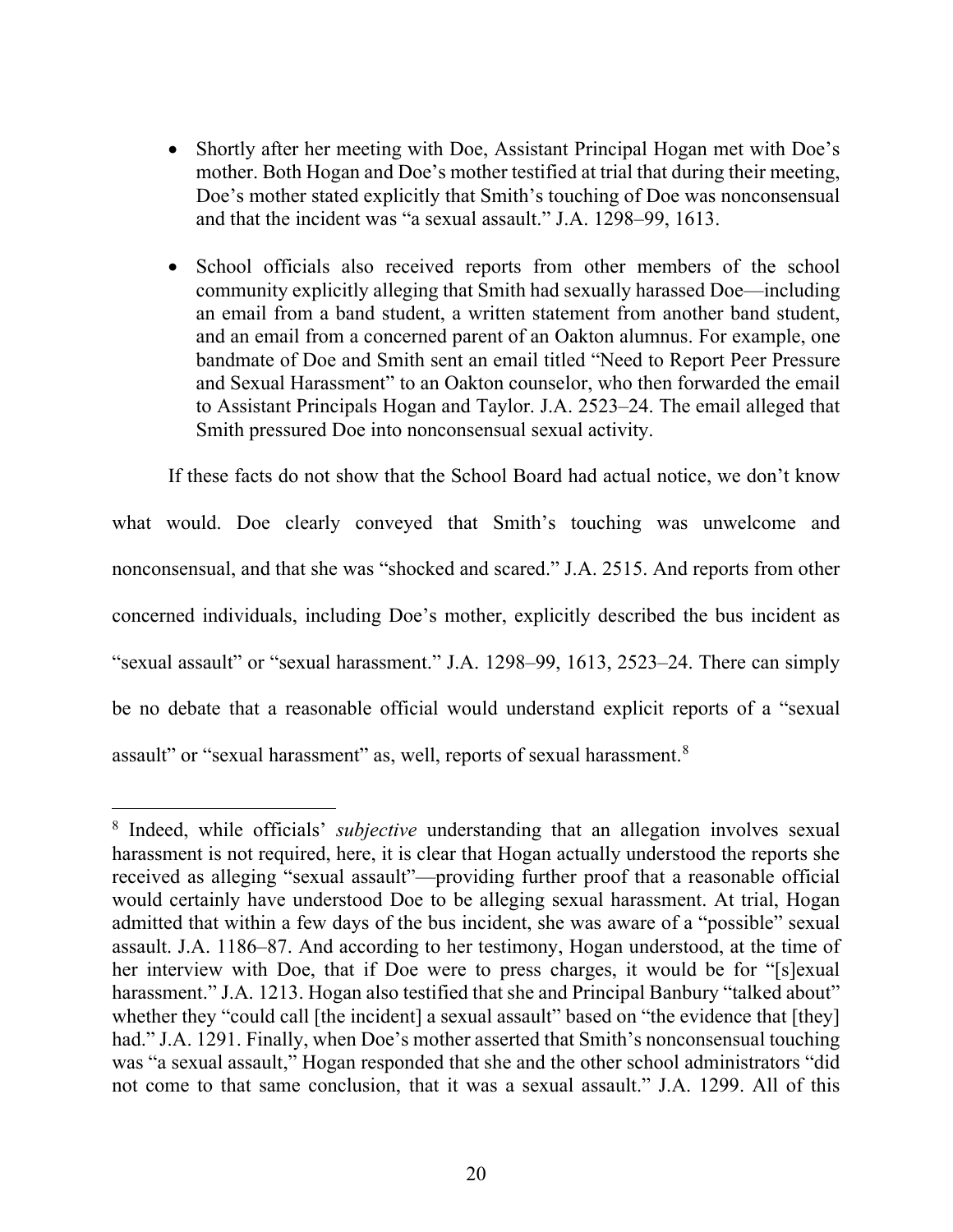- Shortly after her meeting with Doe, Assistant Principal Hogan met with Doe's mother. Both Hogan and Doe's mother testified at trial that during their meeting, Doe's mother stated explicitly that Smith's touching of Doe was nonconsensual and that the incident was "a sexual assault." J.A. 1298–99, 1613.

- School officials also received reports from other members of the school community explicitly alleging that Smith had sexually harassed Doe—including an email from a band student, a written statement from another band student, and an email from a concerned parent of an Oakton alumnus. For example, one bandmate of Doe and Smith sent an email titled "Need to Report Peer Pressure and Sexual Harassment" to an Oakton counselor, who then forwarded the email to Assistant Principals Hogan and Taylor. J.A. 2523–24. The email alleged that Smith pressured Doe into nonconsensual sexual activity.

If these facts do not show that the School Board had actual notice, we don't know what would. Doe clearly conveyed that Smith's touching was unwelcome and nonconsensual, and that she was "shocked and scared." J.A. 2515. And reports from other concerned individuals, including Doe's mother, explicitly described the bus incident as "sexual assault" or "sexual harassment." J.A. 1298–99, 1613, 2523–24. There can simply be no debate that a reasonable official would understand explicit reports of a "sexual assault" or "sexual harassment" as, well, reports of sexual harassment.[8]

---

[8] Indeed, while officials' *subjective* understanding that an allegation involves sexual harassment is not required, here, it is clear that Hogan actually understood the reports she received as alleging "sexual assault"—providing further proof that a reasonable official would certainly have understood Doe to be alleging sexual harassment. At trial, Hogan admitted that within a few days of the bus incident, she was aware of a "possible" sexual assault. J.A. 1186–87. And according to her testimony, Hogan understood, at the time of her interview with Doe, that if Doe were to press charges, it would be for "[s]exual harassment." J.A. 1213. Hogan also testified that she and Principal Banbury "talked about" whether they "could call [the incident] a sexual assault" based on "the evidence that [they] had." J.A. 1291. Finally, when Doe's mother asserted that Smith's nonconsensual touching was "a sexual assault," Hogan responded that she and the other school administrators "did not come to that same conclusion, that it was a sexual assault." J.A. 1299. All of this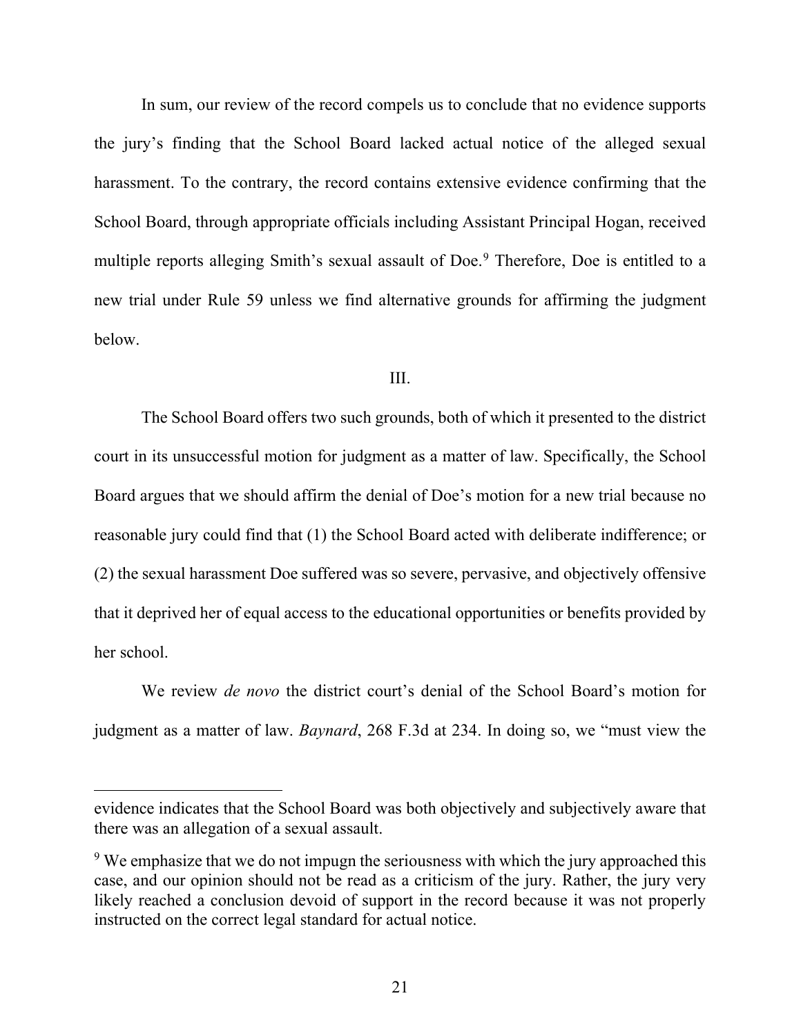In sum, our review of the record compels us to conclude that no evidence supports the jury's finding that the School Board lacked actual notice of the alleged sexual harassment. To the contrary, the record contains extensive evidence confirming that the School Board, through appropriate officials including Assistant Principal Hogan, received multiple reports alleging Smith's sexual assault of Doe.[9] Therefore, Doe is entitled to a new trial under Rule 59 unless we find alternative grounds for affirming the judgment below.

## III.

The School Board offers two such grounds, both of which it presented to the district court in its unsuccessful motion for judgment as a matter of law. Specifically, the School Board argues that we should affirm the denial of Doe's motion for a new trial because no reasonable jury could find that (1) the School Board acted with deliberate indifference; or (2) the sexual harassment Doe suffered was so severe, pervasive, and objectively offensive that it deprived her of equal access to the educational opportunities or benefits provided by her school.

We review *de novo* the district court's denial of the School Board's motion for judgment as a matter of law. *Baynard*, 268 F.3d at 234. In doing so, we "must view the

---

evidence indicates that the School Board was both objectively and subjectively aware that there was an allegation of a sexual assault.

[9] We emphasize that we do not impugn the seriousness with which the jury approached this case, and our opinion should not be read as a criticism of the jury. Rather, the jury very likely reached a conclusion devoid of support in the record because it was not properly instructed on the correct legal standard for actual notice.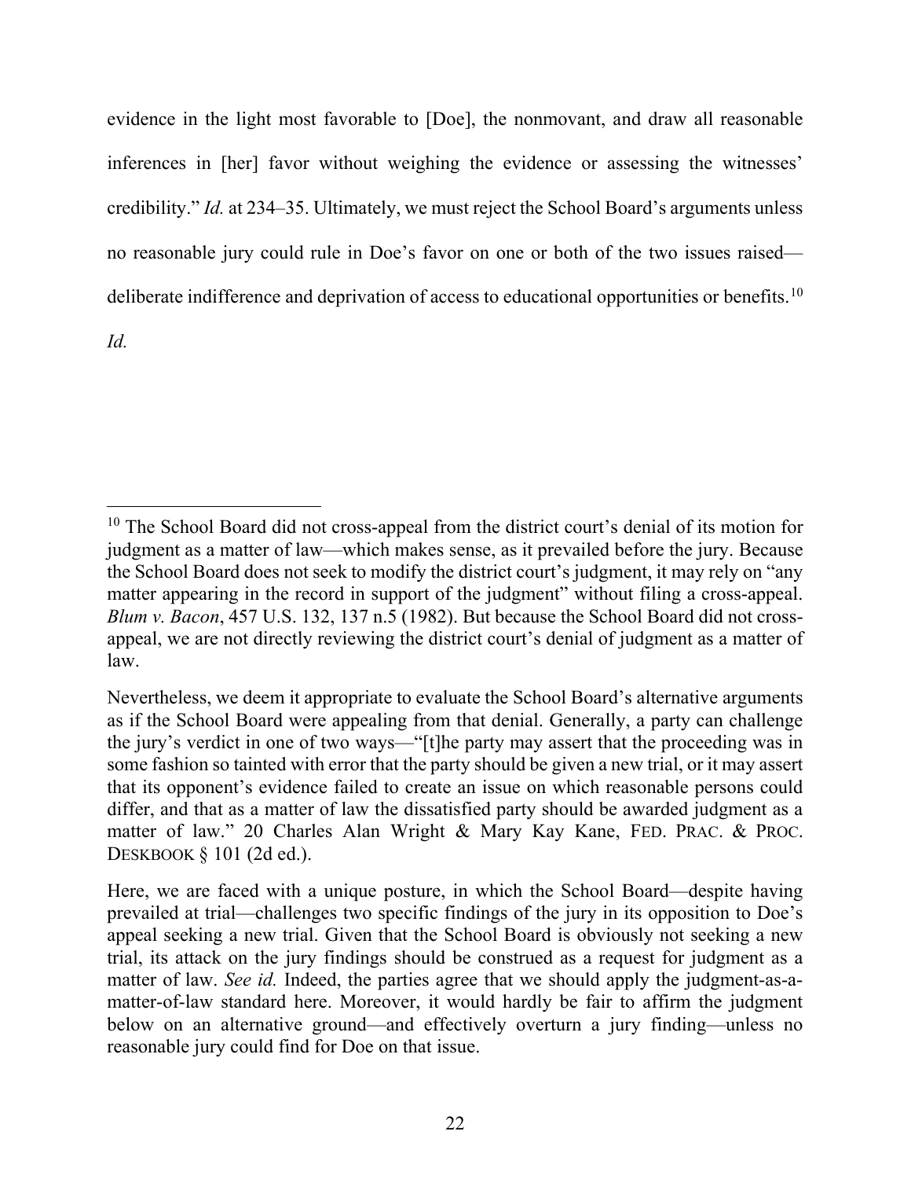evidence in the light most favorable to [Doe], the nonmovant, and draw all reasonable inferences in [her] favor without weighing the evidence or assessing the witnesses' credibility." *Id.* at 234–35. Ultimately, we must reject the School Board's arguments unless no reasonable jury could rule in Doe's favor on one or both of the two issues raised—deliberate indifference and deprivation of access to educational opportunities or benefits.[10] *Id.*

---

[10] The School Board did not cross-appeal from the district court's denial of its motion for judgment as a matter of law—which makes sense, as it prevailed before the jury. Because the School Board does not seek to modify the district court's judgment, it may rely on "any matter appearing in the record in support of the judgment" without filing a cross-appeal. *Blum v. Bacon*, 457 U.S. 132, 137 n.5 (1982). But because the School Board did not cross-appeal, we are not directly reviewing the district court's denial of judgment as a matter of law.

Nevertheless, we deem it appropriate to evaluate the School Board's alternative arguments as if the School Board were appealing from that denial. Generally, a party can challenge the jury's verdict in one of two ways—"[t]he party may assert that the proceeding was in some fashion so tainted with error that the party should be given a new trial, or it may assert that its opponent's evidence failed to create an issue on which reasonable persons could differ, and that as a matter of law the dissatisfied party should be awarded judgment as a matter of law." 20 Charles Alan Wright & Mary Kay Kane, FED. PRAC. & PROC. DESKBOOK § 101 (2d ed.).

Here, we are faced with a unique posture, in which the School Board—despite having prevailed at trial—challenges two specific findings of the jury in its opposition to Doe's appeal seeking a new trial. Given that the School Board is obviously not seeking a new trial, its attack on the jury findings should be construed as a request for judgment as a matter of law. *See id.* Indeed, the parties agree that we should apply the judgment-as-a-matter-of-law standard here. Moreover, it would hardly be fair to affirm the judgment below on an alternative ground—and effectively overturn a jury finding—unless no reasonable jury could find for Doe on that issue.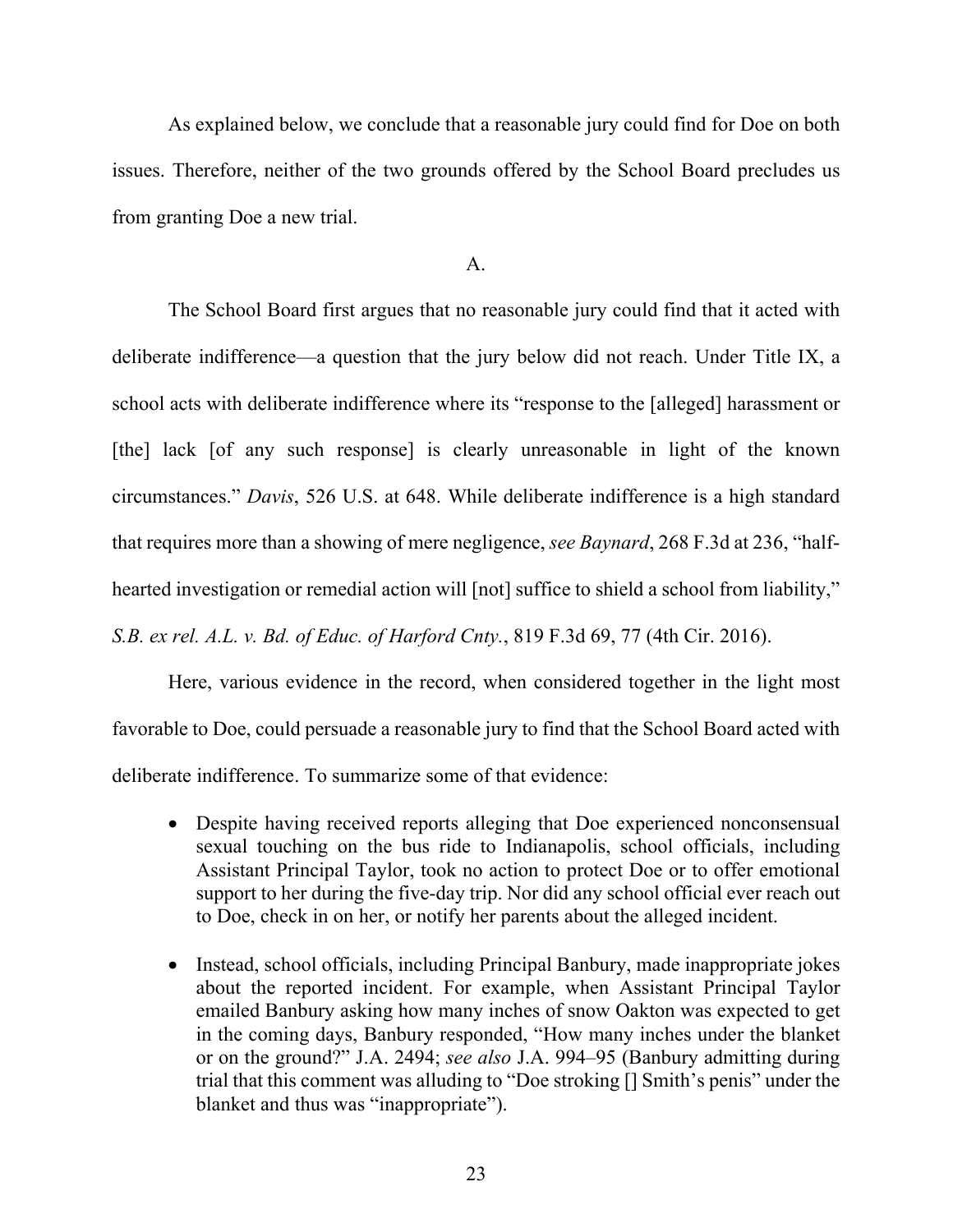As explained below, we conclude that a reasonable jury could find for Doe on both issues. Therefore, neither of the two grounds offered by the School Board precludes us from granting Doe a new trial.

### A.

The School Board first argues that no reasonable jury could find that it acted with deliberate indifference—a question that the jury below did not reach. Under Title IX, a school acts with deliberate indifference where its "response to the [alleged] harassment or [the] lack [of any such response] is clearly unreasonable in light of the known circumstances." *Davis*, 526 U.S. at 648. While deliberate indifference is a high standard that requires more than a showing of mere negligence, *see Baynard*, 268 F.3d at 236, "half-hearted investigation or remedial action will [not] suffice to shield a school from liability," *S.B. ex rel. A.L. v. Bd. of Educ. of Harford Cnty.*, 819 F.3d 69, 77 (4th Cir. 2016).

Here, various evidence in the record, when considered together in the light most favorable to Doe, could persuade a reasonable jury to find that the School Board acted with deliberate indifference. To summarize some of that evidence:

- Despite having received reports alleging that Doe experienced nonconsensual sexual touching on the bus ride to Indianapolis, school officials, including Assistant Principal Taylor, took no action to protect Doe or to offer emotional support to her during the five-day trip. Nor did any school official ever reach out to Doe, check in on her, or notify her parents about the alleged incident.
- Instead, school officials, including Principal Banbury, made inappropriate jokes about the reported incident. For example, when Assistant Principal Taylor emailed Banbury asking how many inches of snow Oakton was expected to get in the coming days, Banbury responded, "How many inches under the blanket or on the ground?" J.A. 2494; *see also* J.A. 994–95 (Banbury admitting during trial that this comment was alluding to "Doe stroking [] Smith's penis" under the blanket and thus was "inappropriate").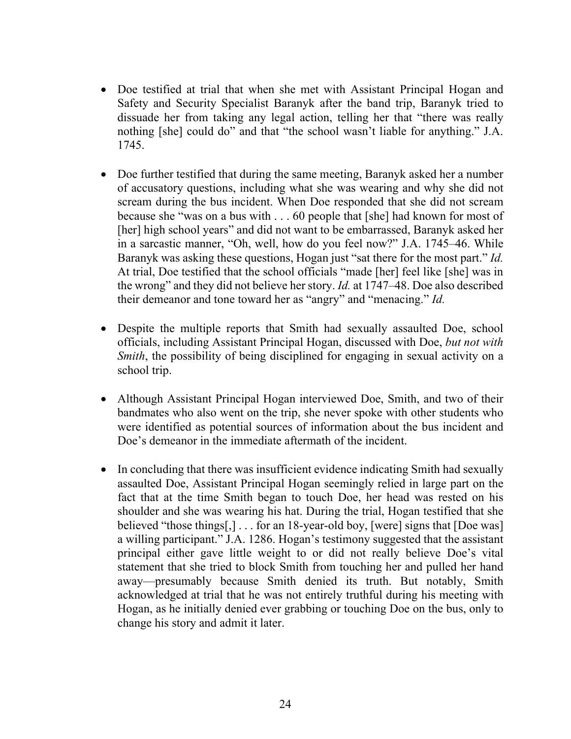- Doe testified at trial that when she met with Assistant Principal Hogan and Safety and Security Specialist Baranyk after the band trip, Baranyk tried to dissuade her from taking any legal action, telling her that "there was really nothing [she] could do" and that "the school wasn't liable for anything." J.A. 1745.

- Doe further testified that during the same meeting, Baranyk asked her a number of accusatory questions, including what she was wearing and why she did not scream during the bus incident. When Doe responded that she did not scream because she "was on a bus with . . . 60 people that [she] had known for most of [her] high school years" and did not want to be embarrassed, Baranyk asked her in a sarcastic manner, "Oh, well, how do you feel now?" J.A. 1745–46. While Baranyk was asking these questions, Hogan just "sat there for the most part." *Id.* At trial, Doe testified that the school officials "made [her] feel like [she] was in the wrong" and they did not believe her story. *Id.* at 1747–48. Doe also described their demeanor and tone toward her as "angry" and "menacing." *Id.*

- Despite the multiple reports that Smith had sexually assaulted Doe, school officials, including Assistant Principal Hogan, discussed with Doe, *but not with Smith*, the possibility of being disciplined for engaging in sexual activity on a school trip.

- Although Assistant Principal Hogan interviewed Doe, Smith, and two of their bandmates who also went on the trip, she never spoke with other students who were identified as potential sources of information about the bus incident and Doe's demeanor in the immediate aftermath of the incident.

- In concluding that there was insufficient evidence indicating Smith had sexually assaulted Doe, Assistant Principal Hogan seemingly relied in large part on the fact that at the time Smith began to touch Doe, her head was rested on his shoulder and she was wearing his hat. During the trial, Hogan testified that she believed "those things[,] . . . for an 18-year-old boy, [were] signs that [Doe was] a willing participant." J.A. 1286. Hogan's testimony suggested that the assistant principal either gave little weight to or did not really believe Doe's vital statement that she tried to block Smith from touching her and pulled her hand away—presumably because Smith denied its truth. But notably, Smith acknowledged at trial that he was not entirely truthful during his meeting with Hogan, as he initially denied ever grabbing or touching Doe on the bus, only to change his story and admit it later.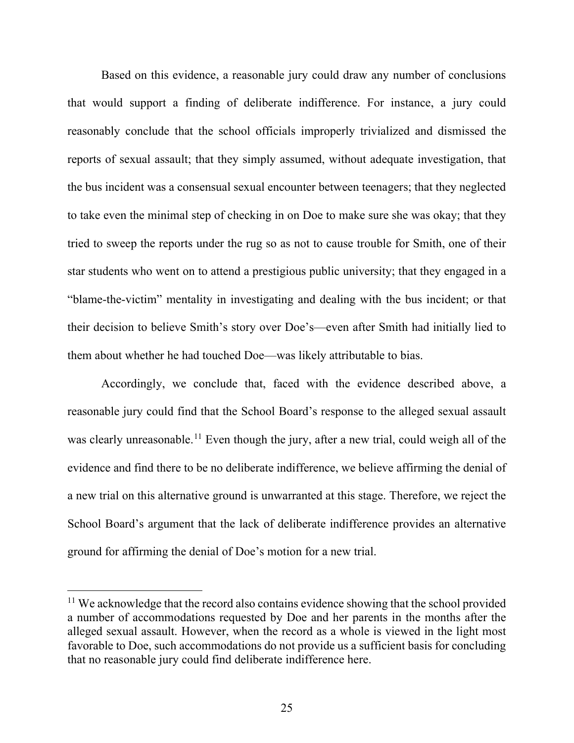Based on this evidence, a reasonable jury could draw any number of conclusions that would support a finding of deliberate indifference. For instance, a jury could reasonably conclude that the school officials improperly trivialized and dismissed the reports of sexual assault; that they simply assumed, without adequate investigation, that the bus incident was a consensual sexual encounter between teenagers; that they neglected to take even the minimal step of checking in on Doe to make sure she was okay; that they tried to sweep the reports under the rug so as not to cause trouble for Smith, one of their star students who went on to attend a prestigious public university; that they engaged in a "blame-the-victim" mentality in investigating and dealing with the bus incident; or that their decision to believe Smith's story over Doe's—even after Smith had initially lied to them about whether he had touched Doe—was likely attributable to bias.

Accordingly, we conclude that, faced with the evidence described above, a reasonable jury could find that the School Board's response to the alleged sexual assault was clearly unreasonable.[11] Even though the jury, after a new trial, could weigh all of the evidence and find there to be no deliberate indifference, we believe affirming the denial of a new trial on this alternative ground is unwarranted at this stage. Therefore, we reject the School Board's argument that the lack of deliberate indifference provides an alternative ground for affirming the denial of Doe's motion for a new trial.

[11] We acknowledge that the record also contains evidence showing that the school provided a number of accommodations requested by Doe and her parents in the months after the alleged sexual assault. However, when the record as a whole is viewed in the light most favorable to Doe, such accommodations do not provide us a sufficient basis for concluding that no reasonable jury could find deliberate indifference here.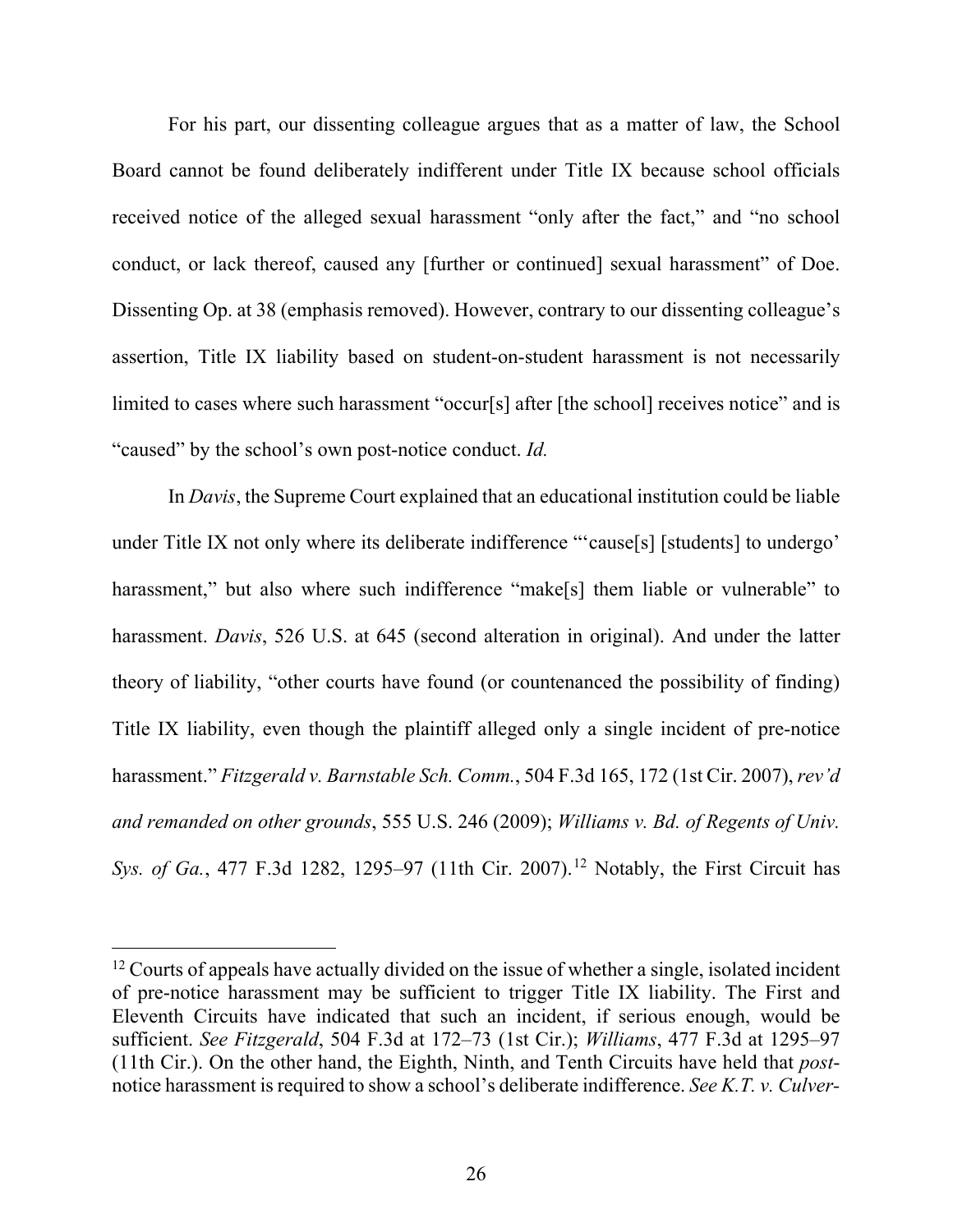For his part, our dissenting colleague argues that as a matter of law, the School Board cannot be found deliberately indifferent under Title IX because school officials received notice of the alleged sexual harassment "only after the fact," and "no school conduct, or lack thereof, caused any [further or continued] sexual harassment" of Doe. Dissenting Op. at 38 (emphasis removed). However, contrary to our dissenting colleague's assertion, Title IX liability based on student-on-student harassment is not necessarily limited to cases where such harassment "occur[s] after [the school] receives notice" and is "caused" by the school's own post-notice conduct. *Id.*

In *Davis*, the Supreme Court explained that an educational institution could be liable under Title IX not only where its deliberate indifference "'cause[s] [students] to undergo' harassment," but also where such indifference "make[s] them liable or vulnerable" to harassment. *Davis*, 526 U.S. at 645 (second alteration in original). And under the latter theory of liability, "other courts have found (or countenanced the possibility of finding) Title IX liability, even though the plaintiff alleged only a single incident of pre-notice harassment." *Fitzgerald v. Barnstable Sch. Comm.*, 504 F.3d 165, 172 (1st Cir. 2007), *rev'd and remanded on other grounds*, 555 U.S. 246 (2009); *Williams v. Bd. of Regents of Univ. Sys. of Ga.*, 477 F.3d 1282, 1295–97 (11th Cir. 2007).[12] Notably, the First Circuit has

---

[12] Courts of appeals have actually divided on the issue of whether a single, isolated incident of pre-notice harassment may be sufficient to trigger Title IX liability. The First and Eleventh Circuits have indicated that such an incident, if serious enough, would be sufficient. *See Fitzgerald*, 504 F.3d at 172–73 (1st Cir.); *Williams*, 477 F.3d at 1295–97 (11th Cir.). On the other hand, the Eighth, Ninth, and Tenth Circuits have held that *post*-notice harassment is required to show a school's deliberate indifference. *See K.T. v. Culver-*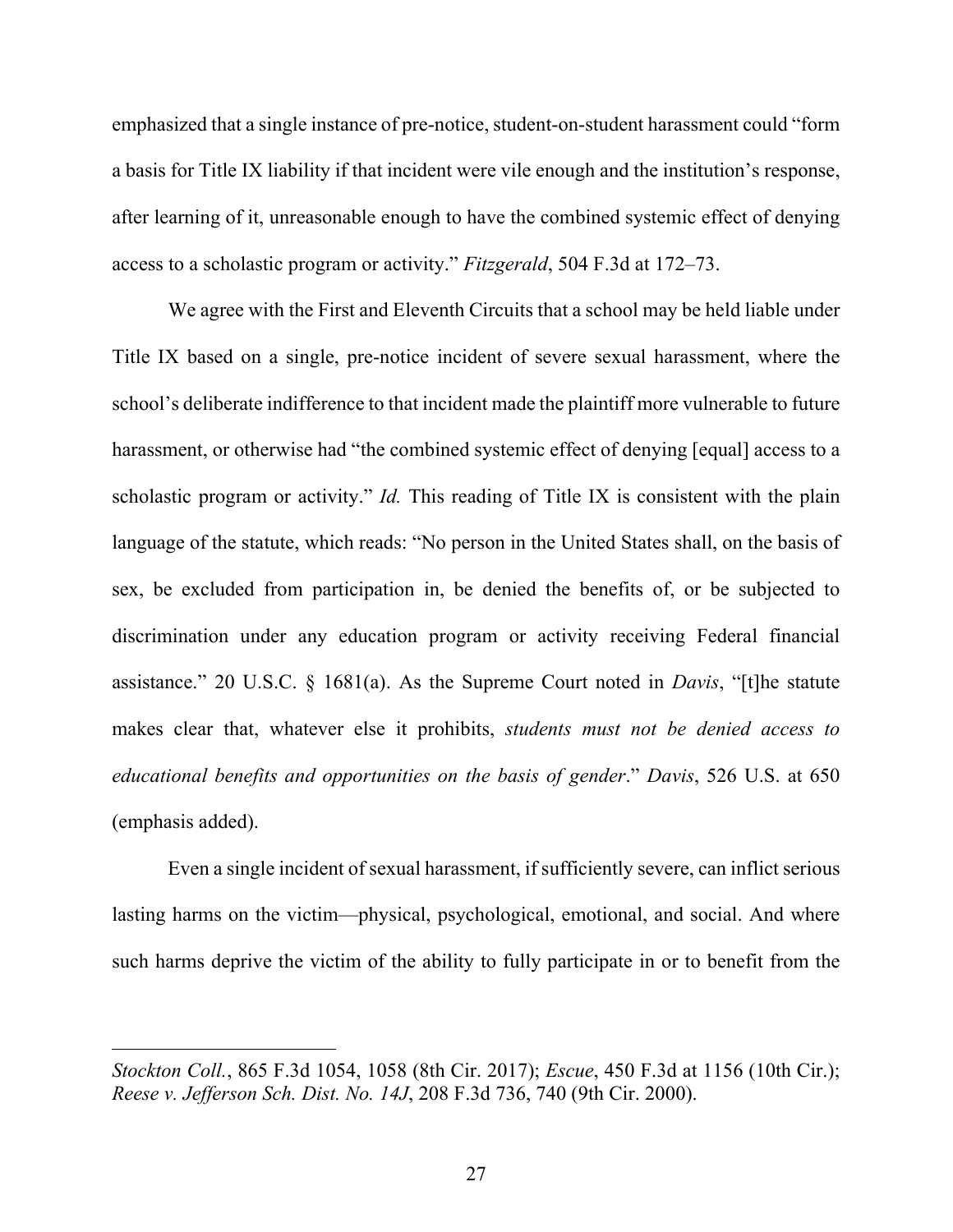emphasized that a single instance of pre-notice, student-on-student harassment could "form a basis for Title IX liability if that incident were vile enough and the institution's response, after learning of it, unreasonable enough to have the combined systemic effect of denying access to a scholastic program or activity." *Fitzgerald*, 504 F.3d at 172–73.

We agree with the First and Eleventh Circuits that a school may be held liable under Title IX based on a single, pre-notice incident of severe sexual harassment, where the school's deliberate indifference to that incident made the plaintiff more vulnerable to future harassment, or otherwise had "the combined systemic effect of denying [equal] access to a scholastic program or activity." *Id.* This reading of Title IX is consistent with the plain language of the statute, which reads: "No person in the United States shall, on the basis of sex, be excluded from participation in, be denied the benefits of, or be subjected to discrimination under any education program or activity receiving Federal financial assistance." 20 U.S.C. § 1681(a). As the Supreme Court noted in *Davis*, "[t]he statute makes clear that, whatever else it prohibits, *students must not be denied access to educational benefits and opportunities on the basis of gender*." *Davis*, 526 U.S. at 650 (emphasis added).

Even a single incident of sexual harassment, if sufficiently severe, can inflict serious lasting harms on the victim—physical, psychological, emotional, and social. And where such harms deprive the victim of the ability to fully participate in or to benefit from the

---

*Stockton Coll.*, 865 F.3d 1054, 1058 (8th Cir. 2017); *Escue*, 450 F.3d at 1156 (10th Cir.); *Reese v. Jefferson Sch. Dist. No. 14J*, 208 F.3d 736, 740 (9th Cir. 2000).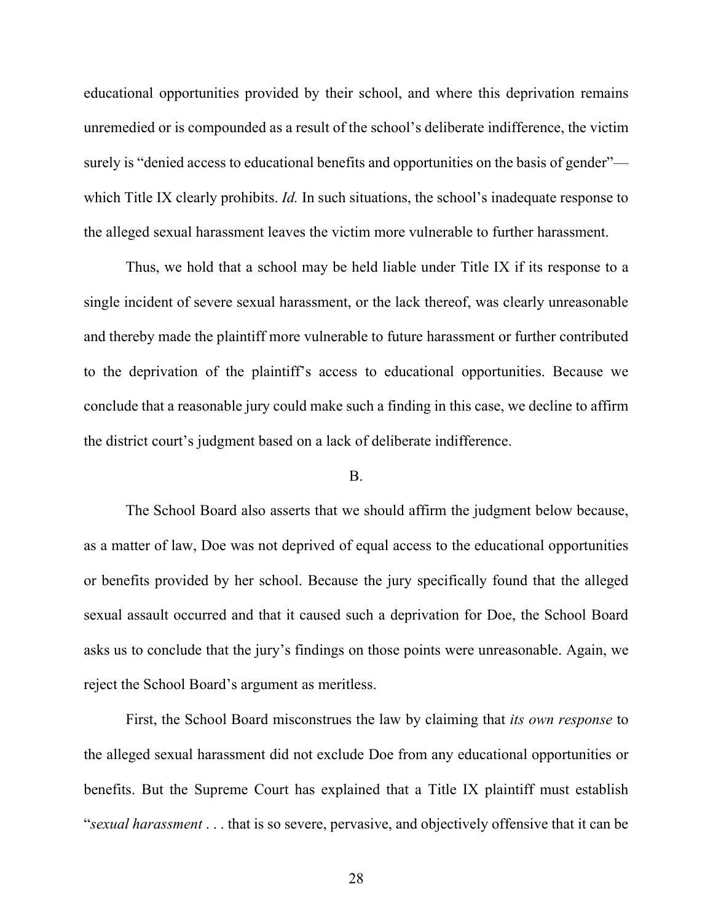educational opportunities provided by their school, and where this deprivation remains unremedied or is compounded as a result of the school's deliberate indifference, the victim surely is "denied access to educational benefits and opportunities on the basis of gender"—which Title IX clearly prohibits. *Id.* In such situations, the school's inadequate response to the alleged sexual harassment leaves the victim more vulnerable to further harassment.

Thus, we hold that a school may be held liable under Title IX if its response to a single incident of severe sexual harassment, or the lack thereof, was clearly unreasonable and thereby made the plaintiff more vulnerable to future harassment or further contributed to the deprivation of the plaintiff's access to educational opportunities. Because we conclude that a reasonable jury could make such a finding in this case, we decline to affirm the district court's judgment based on a lack of deliberate indifference.

B.

The School Board also asserts that we should affirm the judgment below because, as a matter of law, Doe was not deprived of equal access to the educational opportunities or benefits provided by her school. Because the jury specifically found that the alleged sexual assault occurred and that it caused such a deprivation for Doe, the School Board asks us to conclude that the jury's findings on those points were unreasonable. Again, we reject the School Board's argument as meritless.

First, the School Board misconstrues the law by claiming that *its own response* to the alleged sexual harassment did not exclude Doe from any educational opportunities or benefits. But the Supreme Court has explained that a Title IX plaintiff must establish "*sexual harassment* . . . that is so severe, pervasive, and objectively offensive that it can be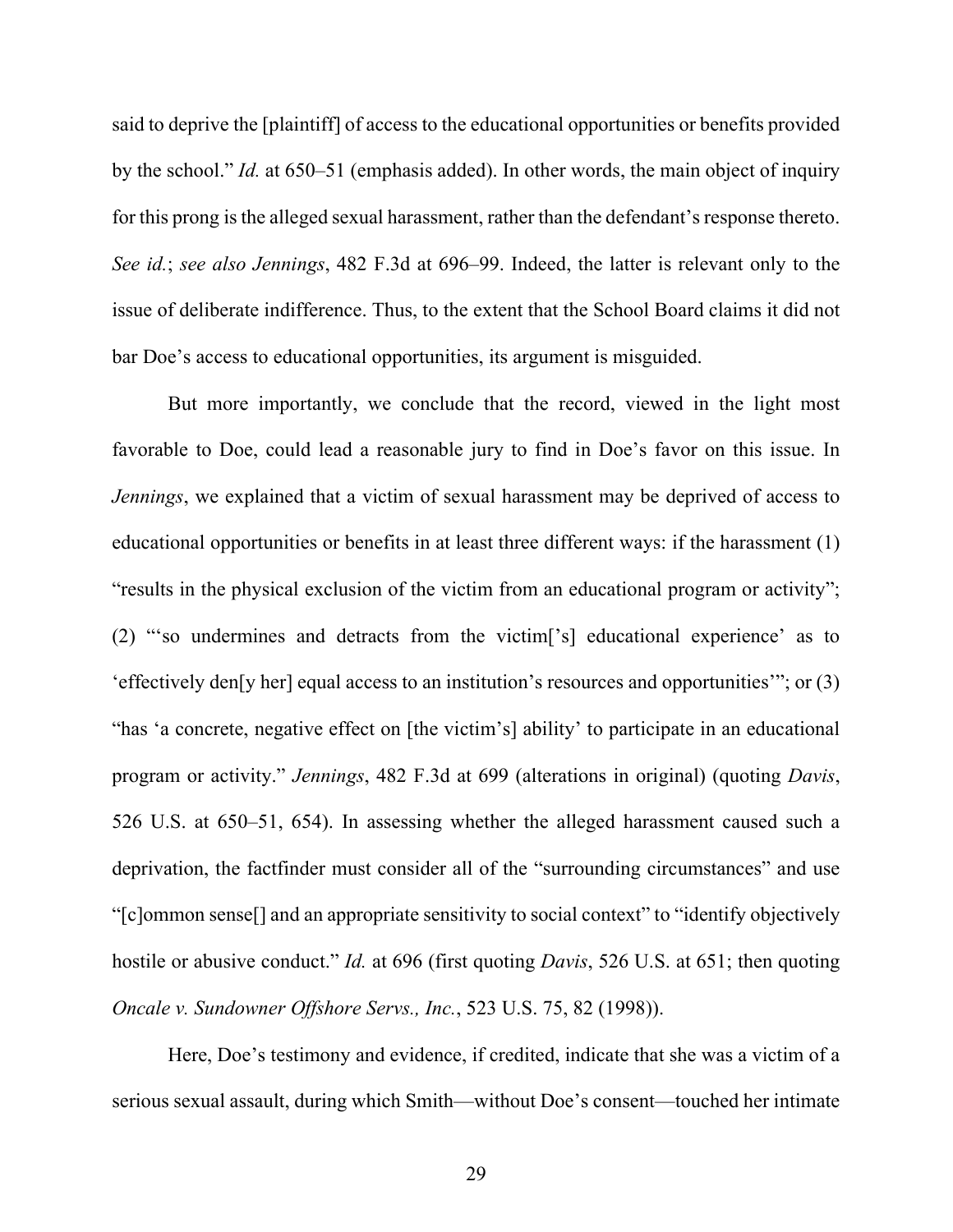said to deprive the [plaintiff] of access to the educational opportunities or benefits provided by the school." *Id.* at 650–51 (emphasis added). In other words, the main object of inquiry for this prong is the alleged sexual harassment, rather than the defendant's response thereto. *See id.*; *see also Jennings*, 482 F.3d at 696–99. Indeed, the latter is relevant only to the issue of deliberate indifference. Thus, to the extent that the School Board claims it did not bar Doe's access to educational opportunities, its argument is misguided.

But more importantly, we conclude that the record, viewed in the light most favorable to Doe, could lead a reasonable jury to find in Doe's favor on this issue. In *Jennings*, we explained that a victim of sexual harassment may be deprived of access to educational opportunities or benefits in at least three different ways: if the harassment (1) "results in the physical exclusion of the victim from an educational program or activity"; (2) "'so undermines and detracts from the victim['s] educational experience' as to 'effectively den[y her] equal access to an institution's resources and opportunities'"; or (3) "has 'a concrete, negative effect on [the victim's] ability' to participate in an educational program or activity." *Jennings*, 482 F.3d at 699 (alterations in original) (quoting *Davis*, 526 U.S. at 650–51, 654). In assessing whether the alleged harassment caused such a deprivation, the factfinder must consider all of the "surrounding circumstances" and use "[c]ommon sense[] and an appropriate sensitivity to social context" to "identify objectively hostile or abusive conduct." *Id.* at 696 (first quoting *Davis*, 526 U.S. at 651; then quoting *Oncale v. Sundowner Offshore Servs., Inc.*, 523 U.S. 75, 82 (1998)).

Here, Doe's testimony and evidence, if credited, indicate that she was a victim of a serious sexual assault, during which Smith—without Doe's consent—touched her intimate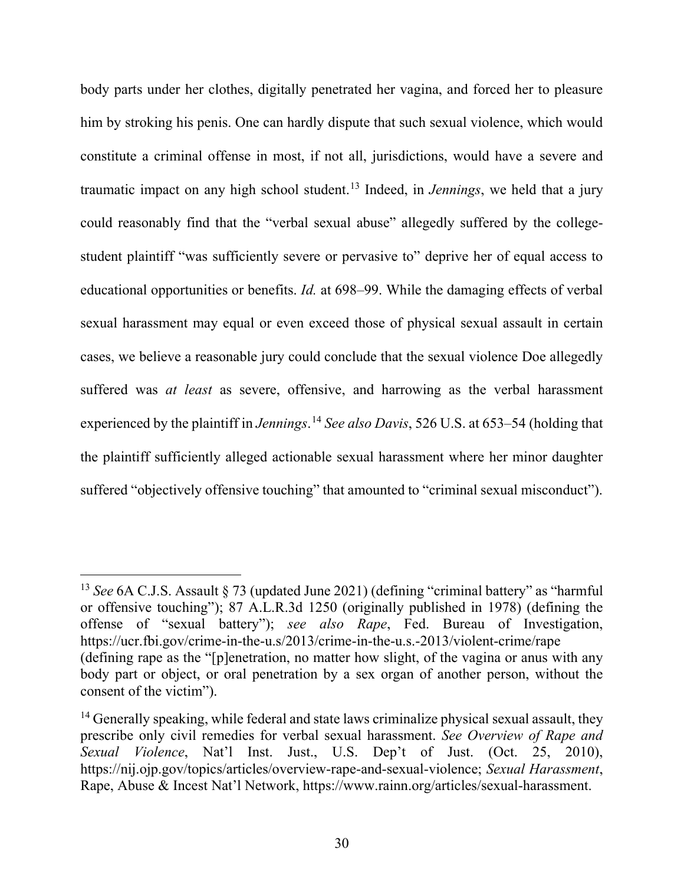body parts under her clothes, digitally penetrated her vagina, and forced her to pleasure him by stroking his penis. One can hardly dispute that such sexual violence, which would constitute a criminal offense in most, if not all, jurisdictions, would have a severe and traumatic impact on any high school student.[13] Indeed, in *Jennings*, we held that a jury could reasonably find that the "verbal sexual abuse" allegedly suffered by the college-student plaintiff "was sufficiently severe or pervasive to" deprive her of equal access to educational opportunities or benefits. *Id.* at 698–99. While the damaging effects of verbal sexual harassment may equal or even exceed those of physical sexual assault in certain cases, we believe a reasonable jury could conclude that the sexual violence Doe allegedly suffered was *at least* as severe, offensive, and harrowing as the verbal harassment experienced by the plaintiff in *Jennings*.[14] *See also Davis*, 526 U.S. at 653–54 (holding that the plaintiff sufficiently alleged actionable sexual harassment where her minor daughter suffered "objectively offensive touching" that amounted to "criminal sexual misconduct").

---

[13] *See* 6A C.J.S. Assault § 73 (updated June 2021) (defining "criminal battery" as "harmful or offensive touching"); 87 A.L.R.3d 1250 (originally published in 1978) (defining the offense of "sexual battery"); *see also Rape*, Fed. Bureau of Investigation, https://ucr.fbi.gov/crime-in-the-u.s/2013/crime-in-the-u.s.-2013/violent-crime/rape (defining rape as the "[p]enetration, no matter how slight, of the vagina or anus with any body part or object, or oral penetration by a sex organ of another person, without the consent of the victim").

[14] Generally speaking, while federal and state laws criminalize physical sexual assault, they prescribe only civil remedies for verbal sexual harassment. *See Overview of Rape and Sexual Violence*, Nat'l Inst. Just., U.S. Dep't of Just. (Oct. 25, 2010), https://nij.ojp.gov/topics/articles/overview-rape-and-sexual-violence; *Sexual Harassment*, Rape, Abuse & Incest Nat'l Network, https://www.rainn.org/articles/sexual-harassment.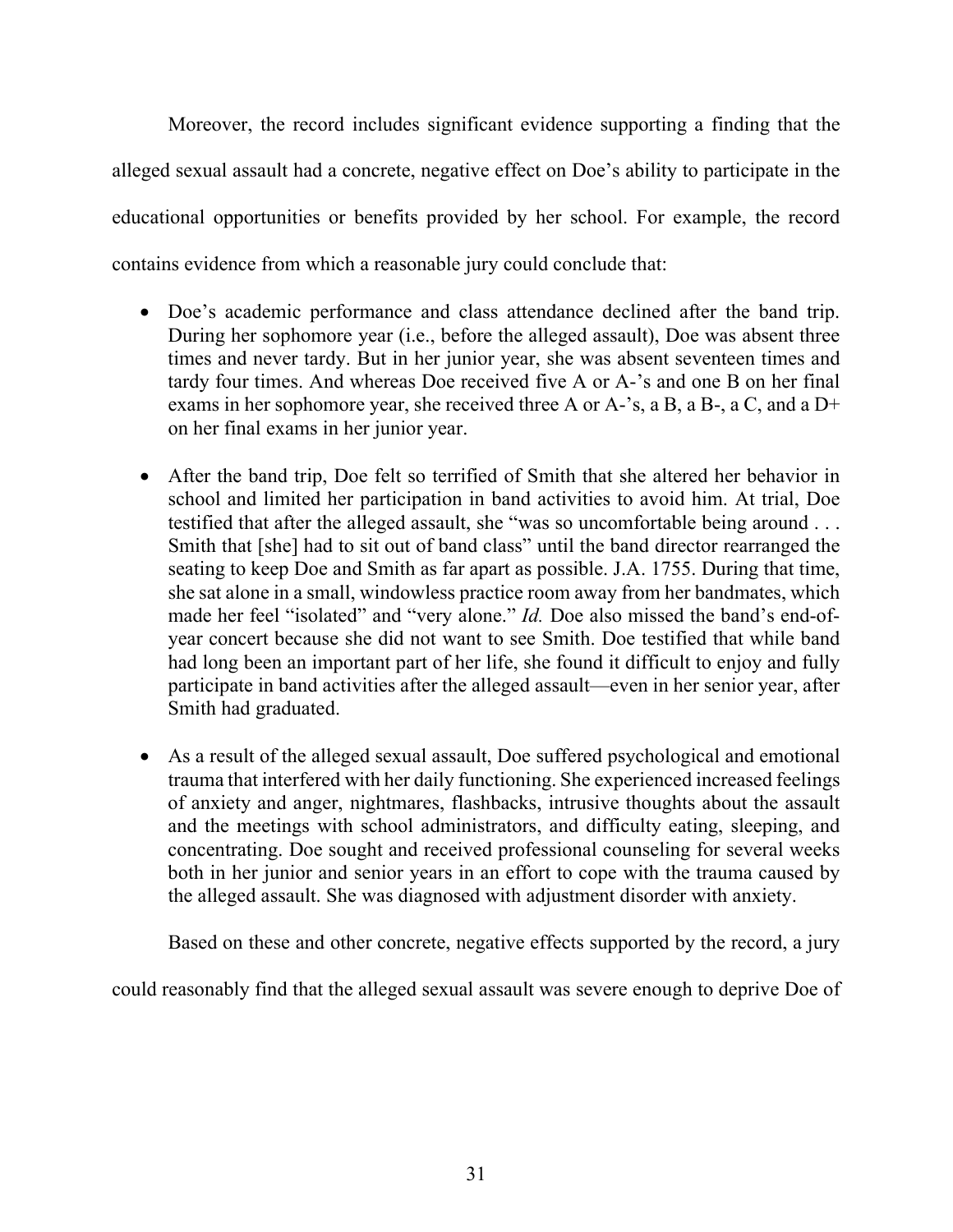Moreover, the record includes significant evidence supporting a finding that the alleged sexual assault had a concrete, negative effect on Doe's ability to participate in the educational opportunities or benefits provided by her school. For example, the record contains evidence from which a reasonable jury could conclude that:

- Doe's academic performance and class attendance declined after the band trip. During her sophomore year (i.e., before the alleged assault), Doe was absent three times and never tardy. But in her junior year, she was absent seventeen times and tardy four times. And whereas Doe received five A or A-'s and one B on her final exams in her sophomore year, she received three A or A-'s, a B, a B-, a C, and a D+ on her final exams in her junior year.

- After the band trip, Doe felt so terrified of Smith that she altered her behavior in school and limited her participation in band activities to avoid him. At trial, Doe testified that after the alleged assault, she "was so uncomfortable being around . . . Smith that [she] had to sit out of band class" until the band director rearranged the seating to keep Doe and Smith as far apart as possible. J.A. 1755. During that time, she sat alone in a small, windowless practice room away from her bandmates, which made her feel "isolated" and "very alone." *Id.* Doe also missed the band's end-of-year concert because she did not want to see Smith. Doe testified that while band had long been an important part of her life, she found it difficult to enjoy and fully participate in band activities after the alleged assault—even in her senior year, after Smith had graduated.

- As a result of the alleged sexual assault, Doe suffered psychological and emotional trauma that interfered with her daily functioning. She experienced increased feelings of anxiety and anger, nightmares, flashbacks, intrusive thoughts about the assault and the meetings with school administrators, and difficulty eating, sleeping, and concentrating. Doe sought and received professional counseling for several weeks both in her junior and senior years in an effort to cope with the trauma caused by the alleged assault. She was diagnosed with adjustment disorder with anxiety.

Based on these and other concrete, negative effects supported by the record, a jury could reasonably find that the alleged sexual assault was severe enough to deprive Doe of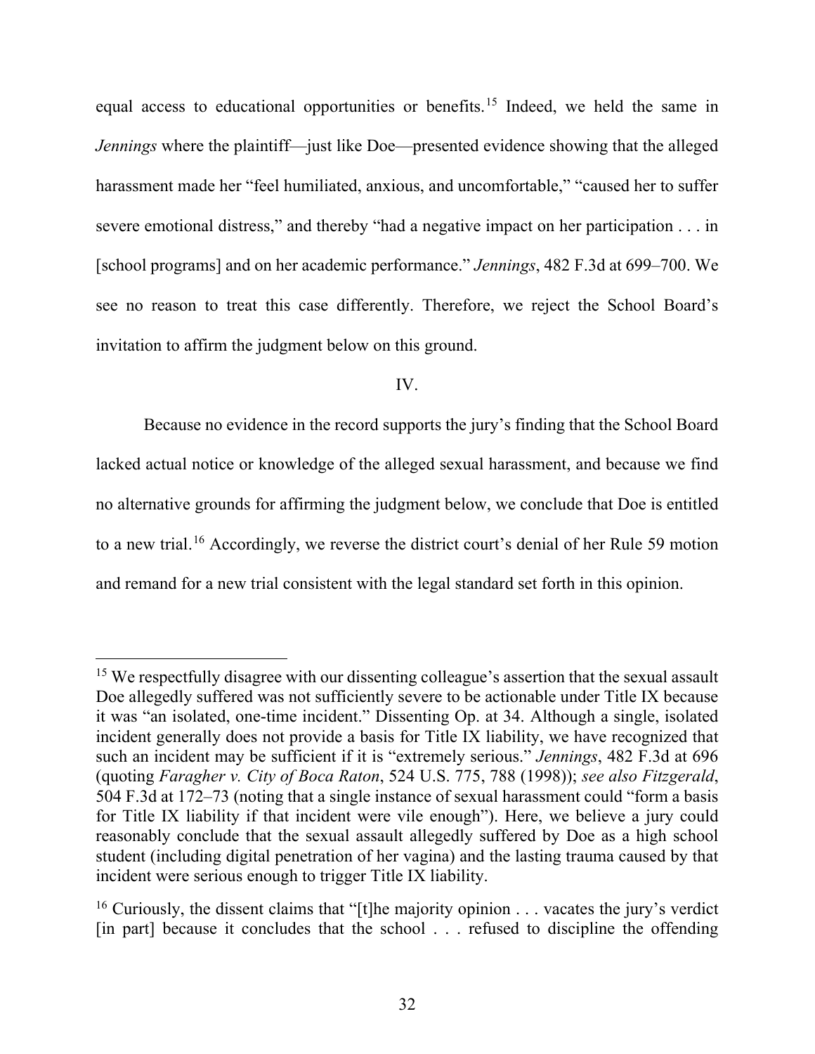equal access to educational opportunities or benefits.[15] Indeed, we held the same in *Jennings* where the plaintiff—just like Doe—presented evidence showing that the alleged harassment made her "feel humiliated, anxious, and uncomfortable," "caused her to suffer severe emotional distress," and thereby "had a negative impact on her participation . . . in [school programs] and on her academic performance." *Jennings*, 482 F.3d at 699–700. We see no reason to treat this case differently. Therefore, we reject the School Board's invitation to affirm the judgment below on this ground.

IV.

Because no evidence in the record supports the jury's finding that the School Board lacked actual notice or knowledge of the alleged sexual harassment, and because we find no alternative grounds for affirming the judgment below, we conclude that Doe is entitled to a new trial.[16] Accordingly, we reverse the district court's denial of her Rule 59 motion and remand for a new trial consistent with the legal standard set forth in this opinion.

---

[15] We respectfully disagree with our dissenting colleague's assertion that the sexual assault Doe allegedly suffered was not sufficiently severe to be actionable under Title IX because it was "an isolated, one-time incident." Dissenting Op. at 34. Although a single, isolated incident generally does not provide a basis for Title IX liability, we have recognized that such an incident may be sufficient if it is "extremely serious." *Jennings*, 482 F.3d at 696 (quoting *Faragher v. City of Boca Raton*, 524 U.S. 775, 788 (1998)); *see also Fitzgerald*, 504 F.3d at 172–73 (noting that a single instance of sexual harassment could "form a basis for Title IX liability if that incident were vile enough"). Here, we believe a jury could reasonably conclude that the sexual assault allegedly suffered by Doe as a high school student (including digital penetration of her vagina) and the lasting trauma caused by that incident were serious enough to trigger Title IX liability.

[16] Curiously, the dissent claims that "[t]he majority opinion . . . vacates the jury's verdict [in part] because it concludes that the school . . . refused to discipline the offending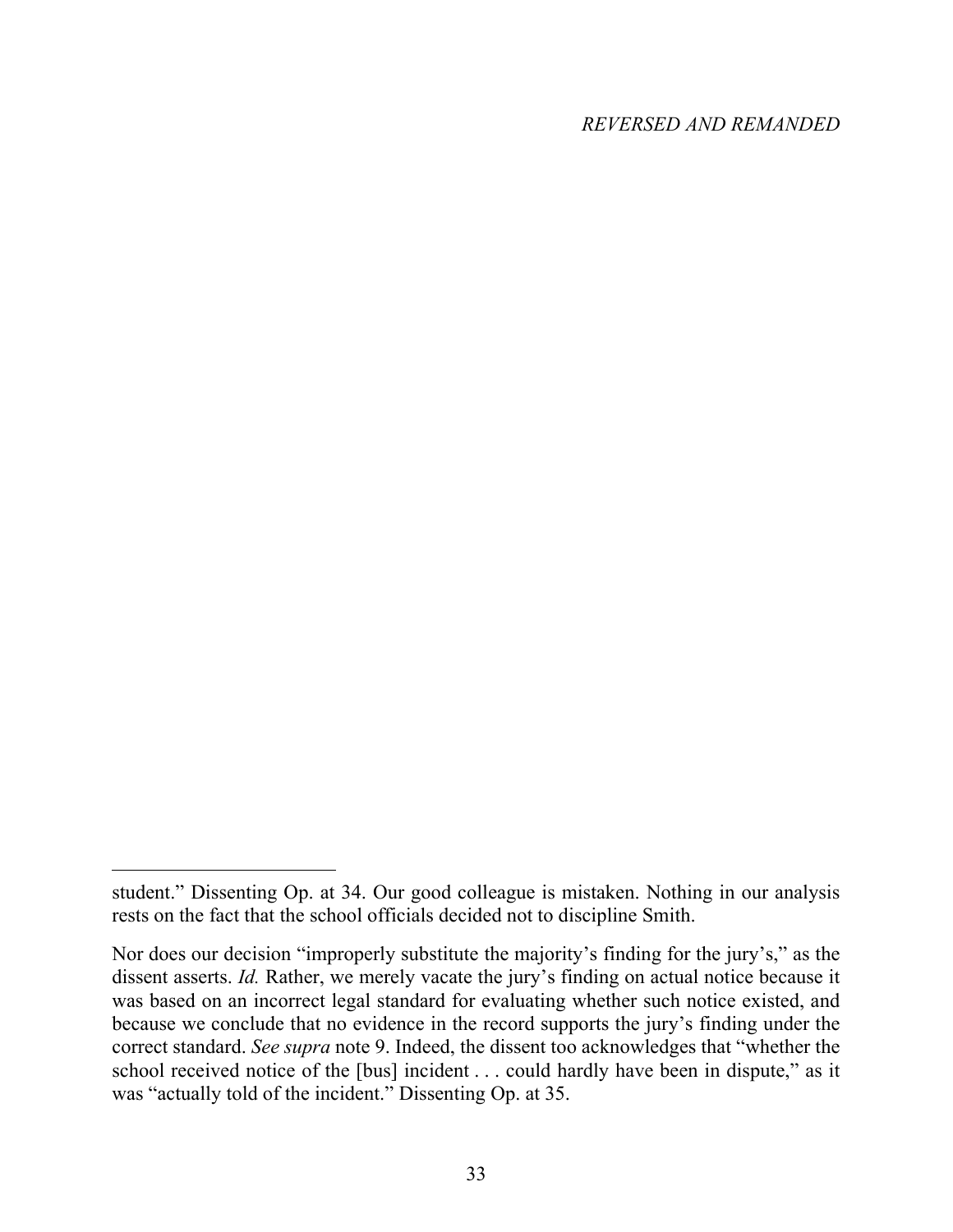*REVERSED AND REMANDED*

---

student." Dissenting Op. at 34. Our good colleague is mistaken. Nothing in our analysis rests on the fact that the school officials decided not to discipline Smith.

Nor does our decision "improperly substitute the majority's finding for the jury's," as the dissent asserts. *Id.* Rather, we merely vacate the jury's finding on actual notice because it was based on an incorrect legal standard for evaluating whether such notice existed, and because we conclude that no evidence in the record supports the jury's finding under the correct standard. *See supra* note 9. Indeed, the dissent too acknowledges that "whether the school received notice of the [bus] incident . . . could hardly have been in dispute," as it was "actually told of the incident." Dissenting Op. at 35.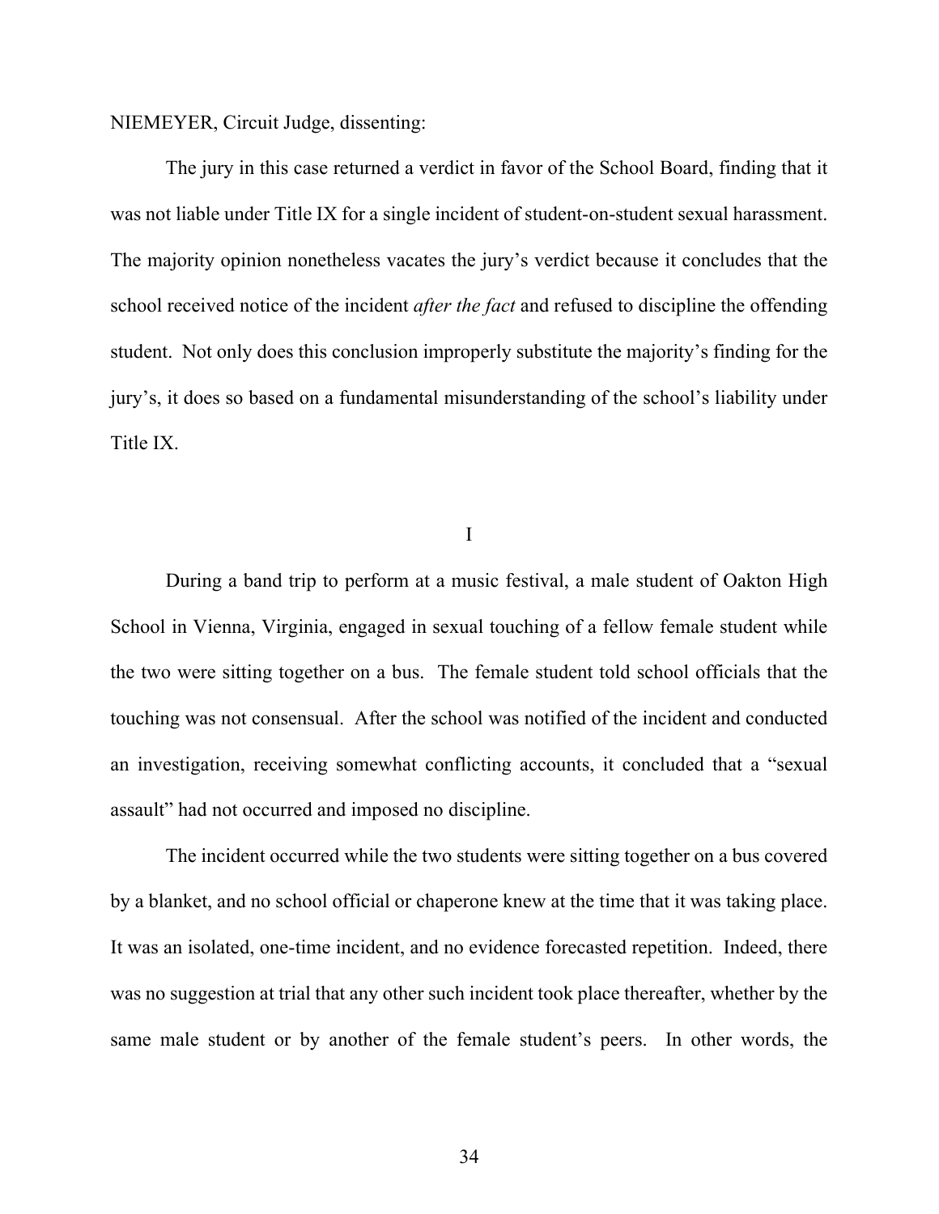NIEMEYER, Circuit Judge, dissenting:

The jury in this case returned a verdict in favor of the School Board, finding that it was not liable under Title IX for a single incident of student-on-student sexual harassment. The majority opinion nonetheless vacates the jury's verdict because it concludes that the school received notice of the incident *after the fact* and refused to discipline the offending student. Not only does this conclusion improperly substitute the majority's finding for the jury's, it does so based on a fundamental misunderstanding of the school's liability under Title IX.

I

During a band trip to perform at a music festival, a male student of Oakton High School in Vienna, Virginia, engaged in sexual touching of a fellow female student while the two were sitting together on a bus. The female student told school officials that the touching was not consensual. After the school was notified of the incident and conducted an investigation, receiving somewhat conflicting accounts, it concluded that a "sexual assault" had not occurred and imposed no discipline.

The incident occurred while the two students were sitting together on a bus covered by a blanket, and no school official or chaperone knew at the time that it was taking place. It was an isolated, one-time incident, and no evidence forecasted repetition. Indeed, there was no suggestion at trial that any other such incident took place thereafter, whether by the same male student or by another of the female student's peers. In other words, the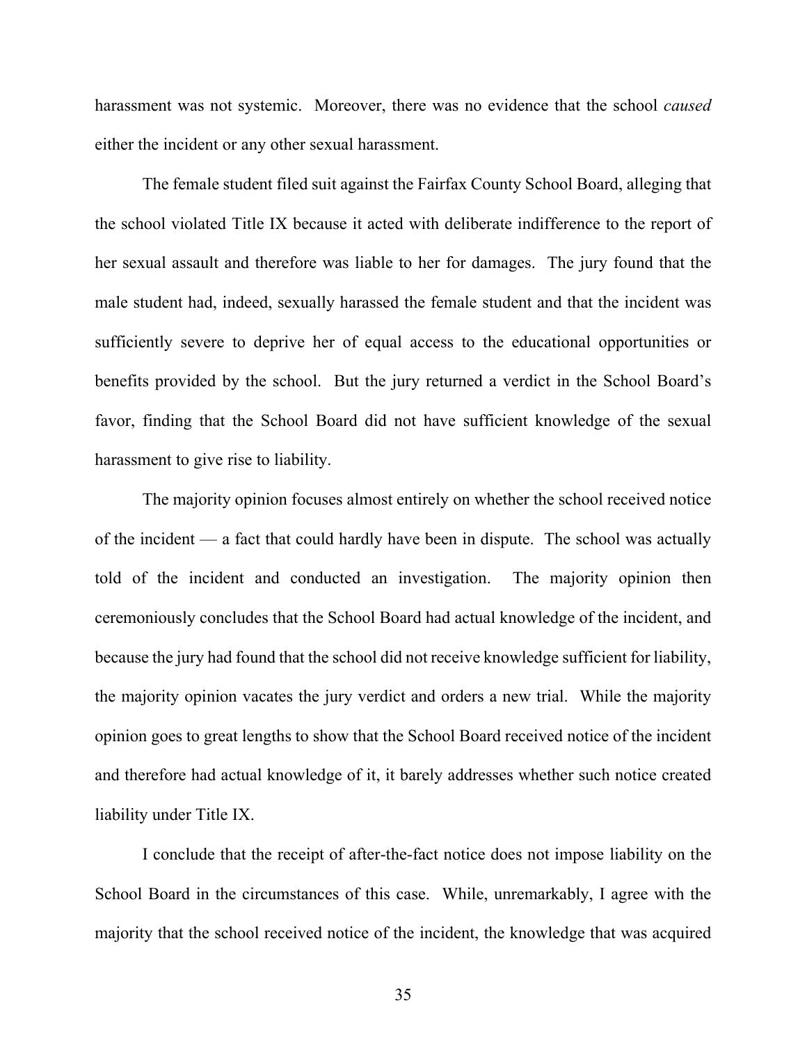harassment was not systemic. Moreover, there was no evidence that the school *caused* either the incident or any other sexual harassment.

The female student filed suit against the Fairfax County School Board, alleging that the school violated Title IX because it acted with deliberate indifference to the report of her sexual assault and therefore was liable to her for damages. The jury found that the male student had, indeed, sexually harassed the female student and that the incident was sufficiently severe to deprive her of equal access to the educational opportunities or benefits provided by the school. But the jury returned a verdict in the School Board's favor, finding that the School Board did not have sufficient knowledge of the sexual harassment to give rise to liability.

The majority opinion focuses almost entirely on whether the school received notice of the incident — a fact that could hardly have been in dispute. The school was actually told of the incident and conducted an investigation. The majority opinion then ceremoniously concludes that the School Board had actual knowledge of the incident, and because the jury had found that the school did not receive knowledge sufficient for liability, the majority opinion vacates the jury verdict and orders a new trial. While the majority opinion goes to great lengths to show that the School Board received notice of the incident and therefore had actual knowledge of it, it barely addresses whether such notice created liability under Title IX.

I conclude that the receipt of after-the-fact notice does not impose liability on the School Board in the circumstances of this case. While, unremarkably, I agree with the majority that the school received notice of the incident, the knowledge that was acquired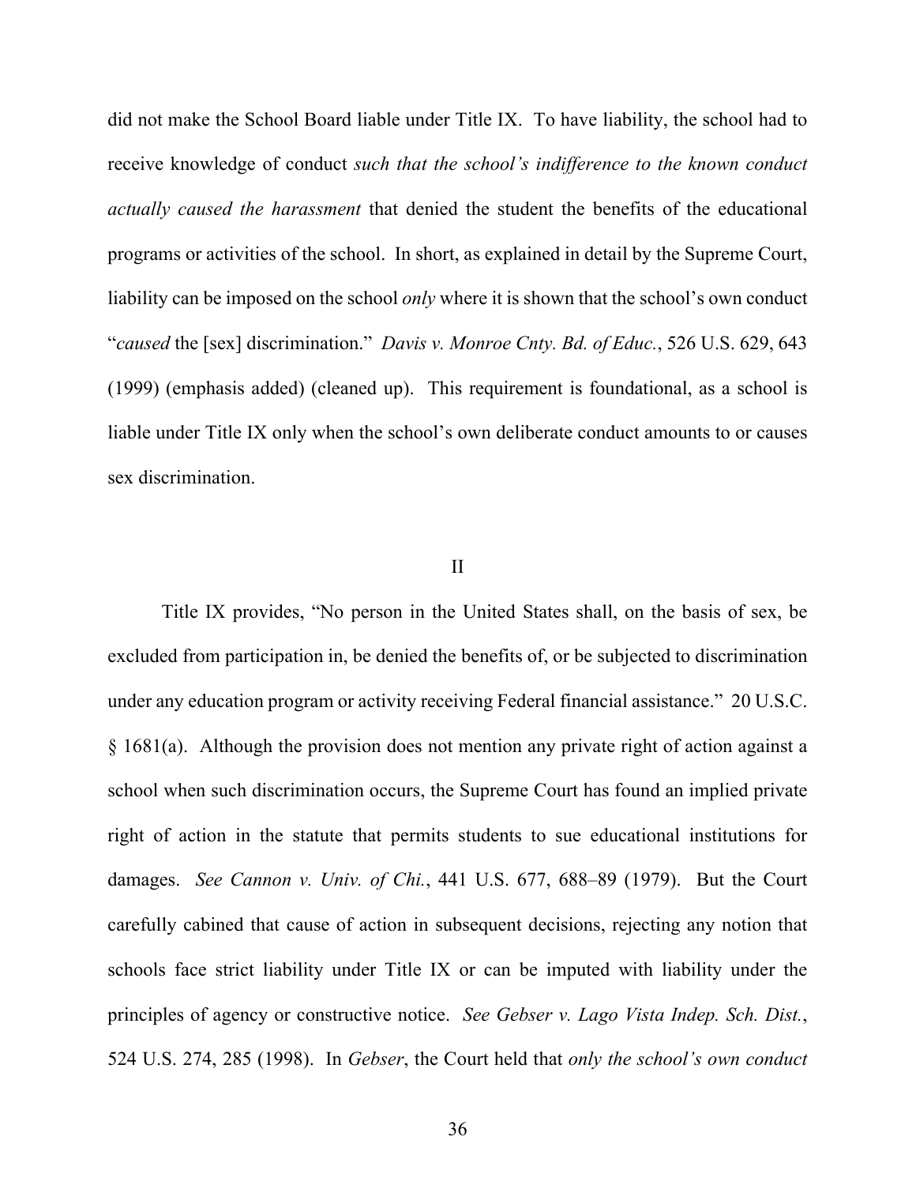did not make the School Board liable under Title IX. To have liability, the school had to receive knowledge of conduct *such that the school's indifference to the known conduct actually caused the harassment* that denied the student the benefits of the educational programs or activities of the school. In short, as explained in detail by the Supreme Court, liability can be imposed on the school *only* where it is shown that the school's own conduct "*caused* the [sex] discrimination." *Davis v. Monroe Cnty. Bd. of Educ.*, 526 U.S. 629, 643 (1999) (emphasis added) (cleaned up). This requirement is foundational, as a school is liable under Title IX only when the school's own deliberate conduct amounts to or causes sex discrimination.

## II

Title IX provides, "No person in the United States shall, on the basis of sex, be excluded from participation in, be denied the benefits of, or be subjected to discrimination under any education program or activity receiving Federal financial assistance." 20 U.S.C. § 1681(a). Although the provision does not mention any private right of action against a school when such discrimination occurs, the Supreme Court has found an implied private right of action in the statute that permits students to sue educational institutions for damages. *See Cannon v. Univ. of Chi.*, 441 U.S. 677, 688–89 (1979). But the Court carefully cabined that cause of action in subsequent decisions, rejecting any notion that schools face strict liability under Title IX or can be imputed with liability under the principles of agency or constructive notice. *See Gebser v. Lago Vista Indep. Sch. Dist.*, 524 U.S. 274, 285 (1998). In *Gebser*, the Court held that *only the school's own conduct*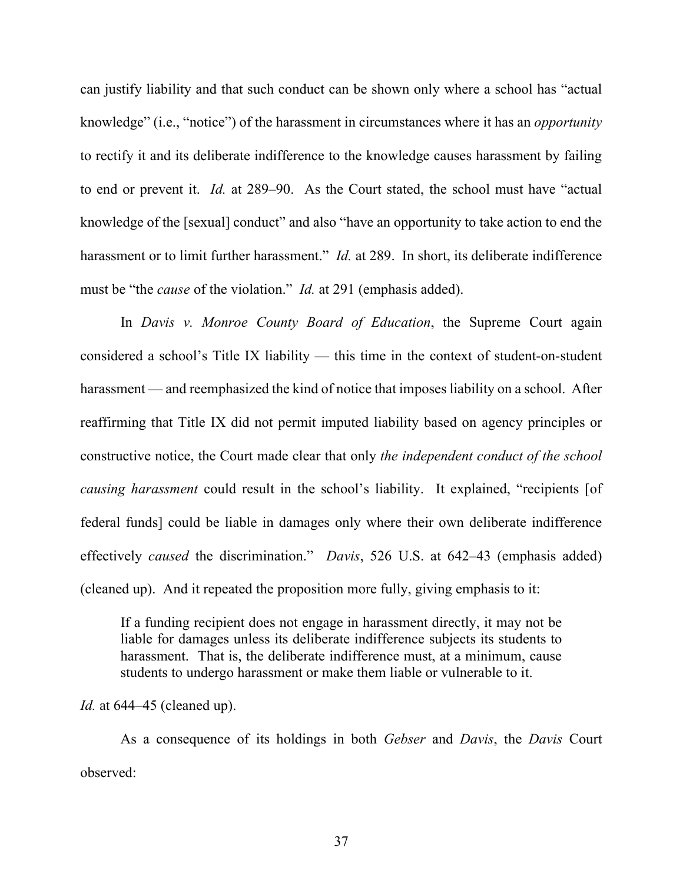can justify liability and that such conduct can be shown only where a school has "actual knowledge" (i.e., "notice") of the harassment in circumstances where it has an *opportunity* to rectify it and its deliberate indifference to the knowledge causes harassment by failing to end or prevent it. *Id.* at 289–90. As the Court stated, the school must have "actual knowledge of the [sexual] conduct" and also "have an opportunity to take action to end the harassment or to limit further harassment." *Id.* at 289. In short, its deliberate indifference must be "the *cause* of the violation." *Id.* at 291 (emphasis added).

In *Davis v. Monroe County Board of Education*, the Supreme Court again considered a school's Title IX liability — this time in the context of student-on-student harassment — and reemphasized the kind of notice that imposes liability on a school. After reaffirming that Title IX did not permit imputed liability based on agency principles or constructive notice, the Court made clear that only *the independent conduct of the school causing harassment* could result in the school's liability. It explained, "recipients [of federal funds] could be liable in damages only where their own deliberate indifference effectively *caused* the discrimination." *Davis*, 526 U.S. at 642–43 (emphasis added) (cleaned up). And it repeated the proposition more fully, giving emphasis to it:

> If a funding recipient does not engage in harassment directly, it may not be liable for damages unless its deliberate indifference subjects its students to harassment. That is, the deliberate indifference must, at a minimum, cause students to undergo harassment or make them liable or vulnerable to it.

*Id.* at 644–45 (cleaned up).

As a consequence of its holdings in both *Gebser* and *Davis*, the *Davis* Court observed: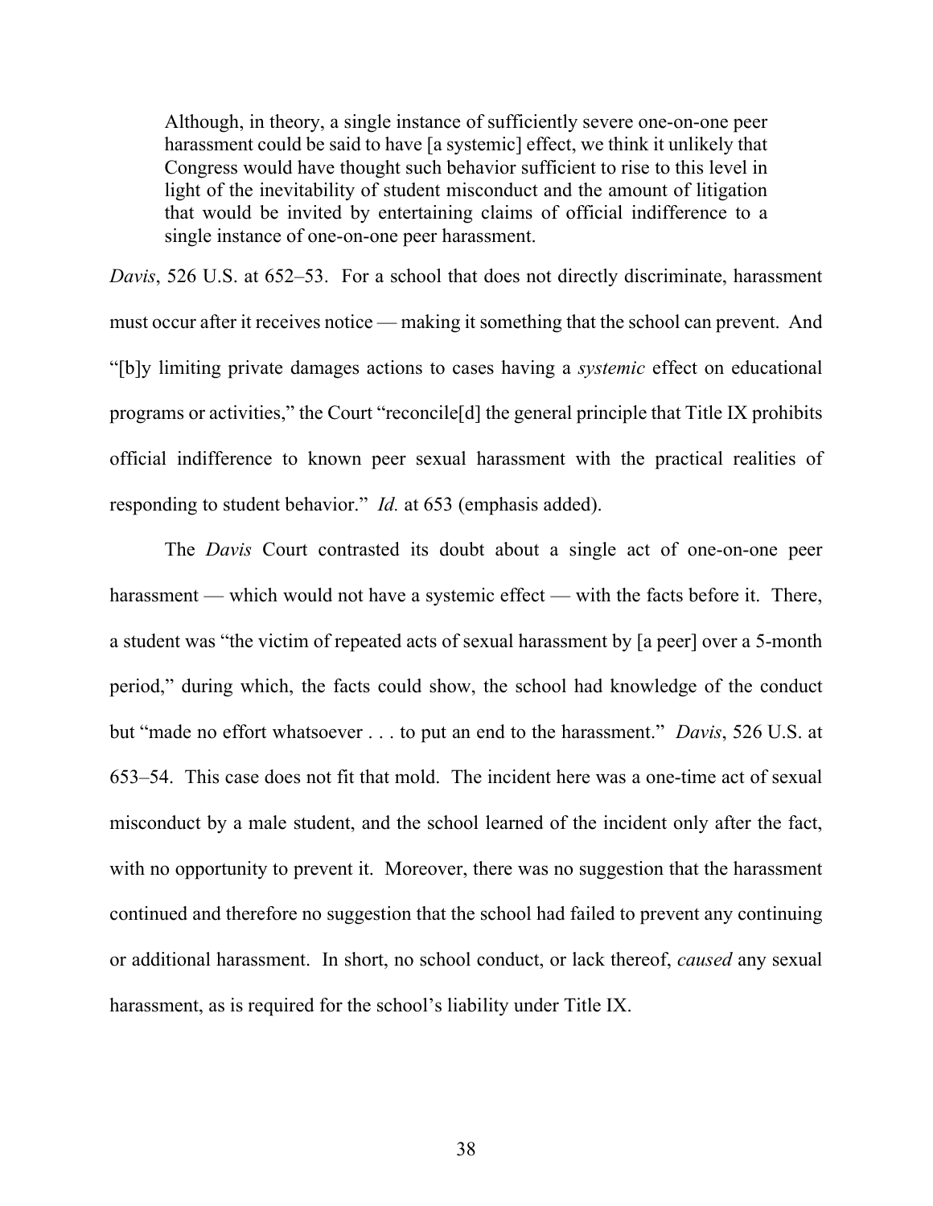> Although, in theory, a single instance of sufficiently severe one-on-one peer harassment could be said to have [a systemic] effect, we think it unlikely that Congress would have thought such behavior sufficient to rise to this level in light of the inevitability of student misconduct and the amount of litigation that would be invited by entertaining claims of official indifference to a single instance of one-on-one peer harassment.

*Davis*, 526 U.S. at 652–53. For a school that does not directly discriminate, harassment must occur after it receives notice — making it something that the school can prevent. And "[b]y limiting private damages actions to cases having a *systemic* effect on educational programs or activities," the Court "reconcile[d] the general principle that Title IX prohibits official indifference to known peer sexual harassment with the practical realities of responding to student behavior." *Id.* at 653 (emphasis added).

The *Davis* Court contrasted its doubt about a single act of one-on-one peer harassment — which would not have a systemic effect — with the facts before it. There, a student was "the victim of repeated acts of sexual harassment by [a peer] over a 5-month period," during which, the facts could show, the school had knowledge of the conduct but "made no effort whatsoever . . . to put an end to the harassment." *Davis*, 526 U.S. at 653–54. This case does not fit that mold. The incident here was a one-time act of sexual misconduct by a male student, and the school learned of the incident only after the fact, with no opportunity to prevent it. Moreover, there was no suggestion that the harassment continued and therefore no suggestion that the school had failed to prevent any continuing or additional harassment. In short, no school conduct, or lack thereof, *caused* any sexual harassment, as is required for the school's liability under Title IX.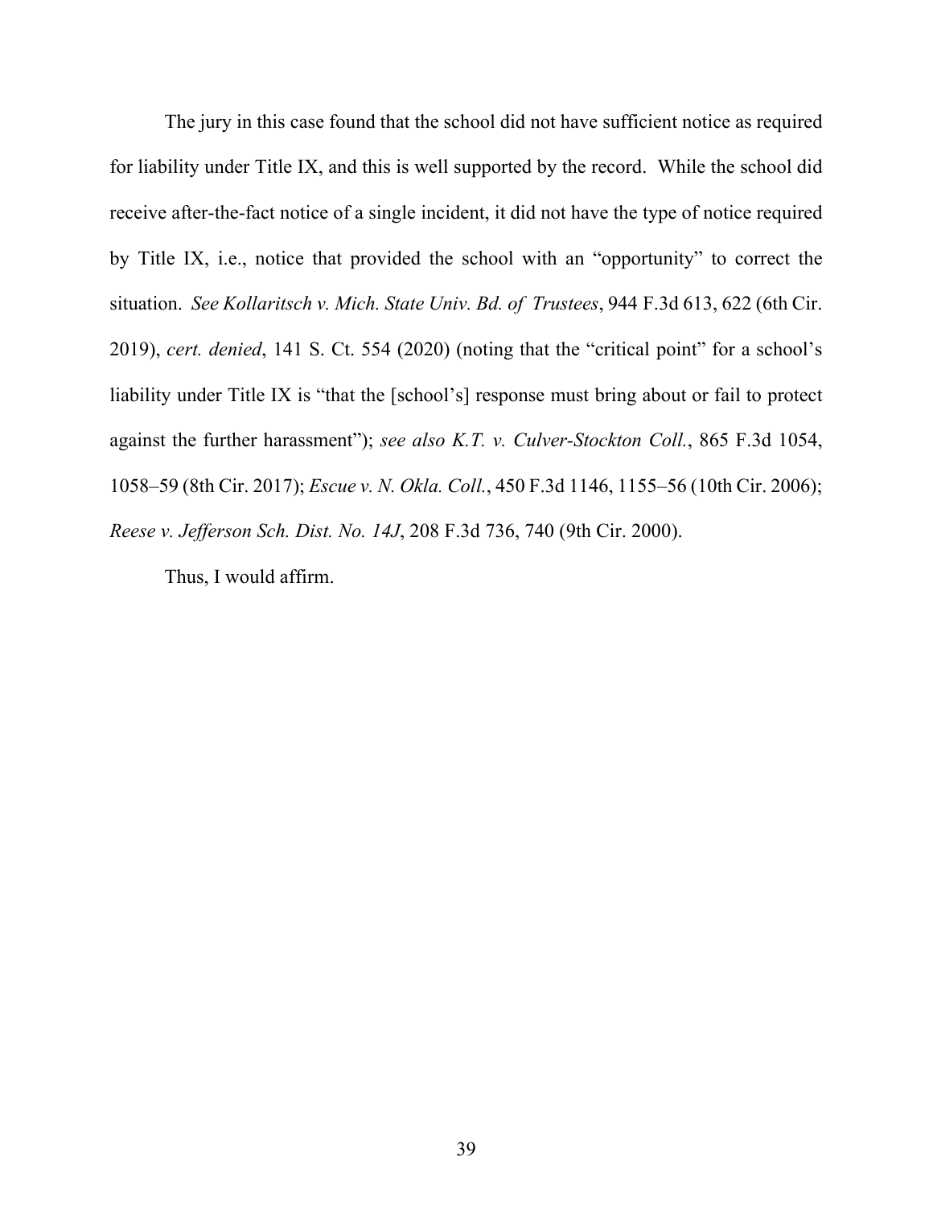The jury in this case found that the school did not have sufficient notice as required for liability under Title IX, and this is well supported by the record. While the school did receive after-the-fact notice of a single incident, it did not have the type of notice required by Title IX, i.e., notice that provided the school with an "opportunity" to correct the situation. *See Kollaritsch v. Mich. State Univ. Bd. of Trustees*, 944 F.3d 613, 622 (6th Cir. 2019), *cert. denied*, 141 S. Ct. 554 (2020) (noting that the "critical point" for a school's liability under Title IX is "that the [school's] response must bring about or fail to protect against the further harassment"); *see also K.T. v. Culver-Stockton Coll.*, 865 F.3d 1054, 1058–59 (8th Cir. 2017); *Escue v. N. Okla. Coll.*, 450 F.3d 1146, 1155–56 (10th Cir. 2006); *Reese v. Jefferson Sch. Dist. No. 14J*, 208 F.3d 736, 740 (9th Cir. 2000).

Thus, I would affirm.